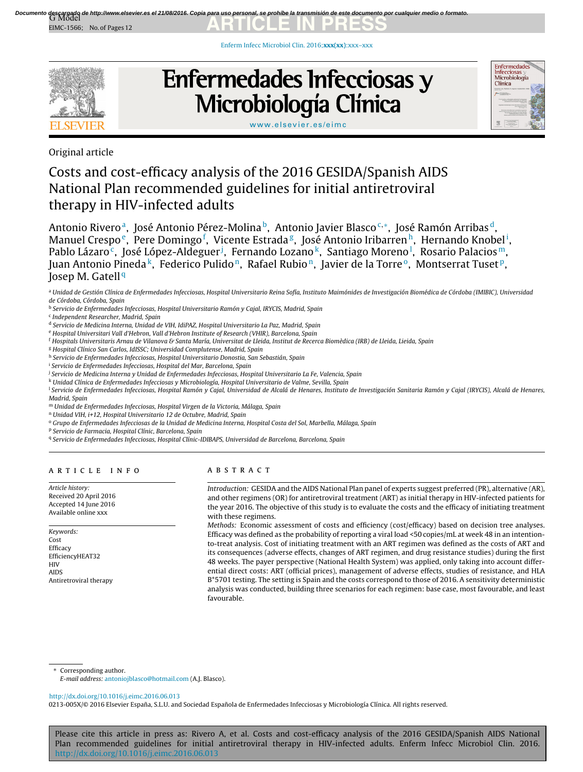Original article

# Costs and cost-efficacy analysis of the 2016 GESIDA/Spanish AIDS National Plan recommended guidelines for initial antiretroviral therapy in HIV-infected adults

Antonio Rivero[a], José Antonio Pérez-Molina[b], Antonio Javier Blasco[c,*], José Ramón Arribas[d], Manuel Crespo[e], Pere Domingo[f], Vicente Estrada[g], José Antonio Iribarren[h], Hernando Knobel[i], Pablo Lázaro[c], José López-Aldeguer[j], Fernando Lozano[k], Santiago Moreno[l], Rosario Palacios[m], Juan Antonio Pineda[k], Federico Pulido[n], Rafael Rubio[n], Javier de la Torre[o], Montserrat Tuset[p], Josep M. Gatell[q]

[a] Unidad de Gestión Clínica de Enfermedades Infecciosas, Hospital Universitario Reina Sofía, Instituto Maimónides de Investigación Biomédica de Córdoba (IMIBIC), Universidad de Córdoba, Córdoba, Spain
[b] Servicio de Enfermedades Infecciosas, Hospital Universitario Ramón y Cajal, IRYCIS, Madrid, Spain
[c] Independent Researcher, Madrid, Spain
[d] Servicio de Medicina Interna, Unidad de VIH, IdiPAZ, Hospital Universitario La Paz, Madrid, Spain
[e] Hospital Universitari Vall d'Hebron, Vall d'Hebron Institute of Research (VHIR), Barcelona, Spain
[f] Hospitals Universitaris Arnau de Vilanova & Santa María, Universitat de Lleida, Institut de Recerca Biomèdica (IRB) de Lleida, Lieida, Spain
[g] Hospital Clínico San Carlos, IdISSC; Universidad Complutense, Madrid, Spain
[h] Servicio de Enfermedades Infecciosas, Hospital Universitario Donostia, San Sebastián, Spain
[i] Servicio de Enfermedades Infecciosas, Hospital del Mar, Barcelona, Spain
[j] Servicio de Medicina Interna y Unidad de Enfermedades Infecciosas, Hospital Universitario La Fe, Valencia, Spain
[k] Unidad Clínica de Enfermedades Infecciosas y Microbiología, Hospital Universitario de Valme, Sevilla, Spain
[l] Servicio de Enfermedades Infecciosas, Hospital Ramón y Cajal, Universidad de Alcalá de Henares, Instituto de Investigación Sanitaria Ramón y Cajal (IRYCIS), Alcalá de Henares, Madrid, Spain
[m] Unidad de Enfermedades Infecciosas, Hospital Virgen de la Victoria, Málaga, Spain
[n] Unidad VIH, i+12, Hospital Universitario 12 de Octubre, Madrid, Spain
[o] Grupo de Enfermedades Infecciosas de la Unidad de Medicina Interna, Hospital Costa del Sol, Marbella, Málaga, Spain
[p] Servicio de Farmacia, Hospital Clínic, Barcelona, Spain
[q] Servicio de Enfermedades Infecciosas, Hospital Clínic-IDIBAPS, Universidad de Barcelona, Barcelona, Spain

## ARTICLE INFO

*Article history:*
Received 20 April 2016
Accepted 14 June 2016
Available online xxx

*Keywords:*
Cost
Efficacy
EfficiencyHEAT32
HIV
AIDS
Antiretroviral therapy

## ABSTRACT

*Introduction:* GESIDA and the AIDS National Plan panel of experts suggest preferred (PR), alternative (AR), and other regimens (OR) for antiretroviral treatment (ART) as initial therapy in HIV-infected patients for the year 2016. The objective of this study is to evaluate the costs and the efficacy of initiating treatment with these regimens.

*Methods:* Economic assessment of costs and efficiency (cost/efficacy) based on decision tree analyses. Efficacy was defined as the probability of reporting a viral load <50 copies/mL at week 48 in an intention-to-treat analysis. Cost of initiating treatment with an ART regimen was defined as the costs of ART and its consequences (adverse effects, changes of ART regimen, and drug resistance studies) during the first 48 weeks. The payer perspective (National Health System) was applied, only taking into account differential direct costs: ART (official prices), management of adverse effects, studies of resistance, and HLA B*5701 testing. The setting is Spain and the costs correspond to those of 2016. A sensitivity deterministic analysis was conducted, building three scenarios for each regimen: base case, most favourable, and least favourable.

\* Corresponding author.
*E-mail address:* antoniojblasco@hotmail.com (A.J. Blasco).

http://dx.doi.org/10.1016/j.eimc.2016.06.013
0213-005X/© 2016 Elsevier España, S.L.U. and Sociedad Española de Enfermedades Infecciosas y Microbiología Clínica. All rights reserved.

Please cite this article in press as: Rivero A, et al. Costs and cost-efficacy analysis of the 2016 GESIDA/Spanish AIDS National Plan recommended guidelines for initial antiretroviral therapy in HIV-infected adults. Enferm Infecc Microbiol Clin. 2016. http://dx.doi.org/10.1016/j.eimc.2016.06.013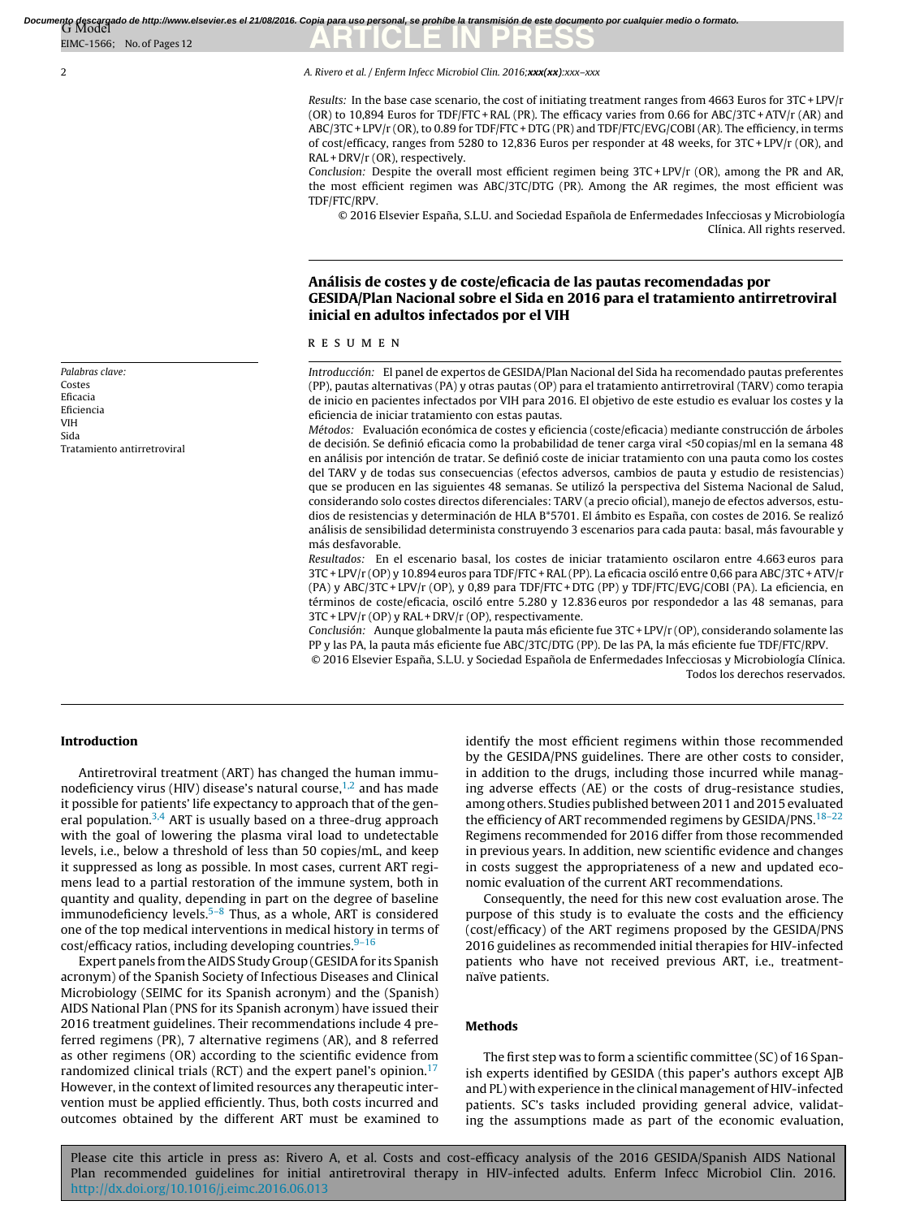*Results:* In the base case scenario, the cost of initiating treatment ranges from 4663 Euros for 3TC + LPV/r (OR) to 10,894 Euros for TDF/FTC + RAL (PR). The efficacy varies from 0.66 for ABC/3TC + ATV/r (AR) and ABC/3TC + LPV/r (OR), to 0.89 for TDF/FTC + DTG (PR) and TDF/FTC/EVG/COBI (AR). The efficiency, in terms of cost/efficacy, ranges from 5280 to 12,836 Euros per responder at 48 weeks, for 3TC + LPV/r (OR), and RAL + DRV/r (OR), respectively.

*Conclusion:* Despite the overall most efficient regimen being 3TC + LPV/r (OR), among the PR and AR, the most efficient regimen was ABC/3TC/DTG (PR). Among the AR regimes, the most efficient was TDF/FTC/RPV.

© 2016 Elsevier España, S.L.U. and Sociedad Española de Enfermedades Infecciosas y Microbiología Clínica. All rights reserved.

## Análisis de costes y de coste/eficacia de las pautas recomendadas por GESIDA/Plan Nacional sobre el Sida en 2016 para el tratamiento antirretroviral inicial en adultos infectados por el VIH

### RESUMEN

*Palabras clave:*
Costes
Eficacia
Eficiencia
VIH
Sida
Tratamiento antirretroviral

*Introducción:* El panel de expertos de GESIDA/Plan Nacional del Sida ha recomendado pautas preferentes (PP), pautas alternativas (PA) y otras pautas (OP) para el tratamiento antirretroviral (TARV) como terapia de inicio en pacientes infectados por VIH para 2016. El objetivo de este estudio es evaluar los costes y la eficiencia de iniciar tratamiento con estas pautas.

*Métodos:* Evaluación económica de costes y eficiencia (coste/eficacia) mediante construcción de árboles de decisión. Se definió eficacia como la probabilidad de tener carga viral <50 copias/ml en la semana 48 en análisis por intención de tratar. Se definió coste de iniciar tratamiento con una pauta como los costes del TARV y de todas sus consecuencias (efectos adversos, cambios de pauta y estudio de resistencias) que se producen en las siguientes 48 semanas. Se utilizó la perspectiva del Sistema Nacional de Salud, considerando solo costes directos diferenciales: TARV (a precio oficial), manejo de efectos adversos, estudios de resistencias y determinación de HLA B*5701. El ámbito es España, con costes de 2016. Se realizó análisis de sensibilidad determinista construyendo 3 escenarios para cada pauta: basal, más favourable y más desfavorable.

*Resultados:* En el escenario basal, los costes de iniciar tratamiento oscilaron entre 4.663 euros para 3TC + LPV/r (OP) y 10.894 euros para TDF/FTC + RAL (PP). La eficacia osciló entre 0,66 para ABC/3TC + ATV/r (PA) y ABC/3TC + LPV/r (OP), y 0,89 para TDF/FTC + DTG (PP) y TDF/FTC/EVG/COBI (PA). La eficiencia, en términos de coste/eficacia, osciló entre 5.280 y 12.836 euros por respondedor a las 48 semanas, para 3TC + LPV/r (OP) y RAL + DRV/r (OP), respectivamente.

*Conclusión:* Aunque globalmente la pauta más eficiente fue 3TC + LPV/r (OP), considerando solamente las PP y las PA, la pauta más eficiente fue ABC/3TC/DTG (PP). De las PA, la más eficiente fue TDF/FTC/RPV.

© 2016 Elsevier España, S.L.U. y Sociedad Española de Enfermedades Infecciosas y Microbiología Clínica. Todos los derechos reservados.

## Introduction

Antiretroviral treatment (ART) has changed the human immunodeficiency virus (HIV) disease's natural course,[1,2] and has made it possible for patients' life expectancy to approach that of the general population.[3,4] ART is usually based on a three-drug approach with the goal of lowering the plasma viral load to undetectable levels, i.e., below a threshold of less than 50 copies/mL, and keep it suppressed as long as possible. In most cases, current ART regimens lead to a partial restoration of the immune system, both in quantity and quality, depending in part on the degree of baseline immunodeficiency levels.[5–8] Thus, as a whole, ART is considered one of the top medical interventions in medical history in terms of cost/efficacy ratios, including developing countries.[9–16]

Expert panels from the AIDS Study Group (GESIDA for its Spanish acronym) of the Spanish Society of Infectious Diseases and Clinical Microbiology (SEIMC for its Spanish acronym) and the (Spanish) AIDS National Plan (PNS for its Spanish acronym) have issued their 2016 treatment guidelines. Their recommendations include 4 preferred regimens (PR), 7 alternative regimens (AR), and 8 referred as other regimens (OR) according to the scientific evidence from randomized clinical trials (RCT) and the expert panel's opinion.[17] However, in the context of limited resources any therapeutic intervention must be applied efficiently. Thus, both costs incurred and outcomes obtained by the different ART must be examined to identify the most efficient regimens within those recommended by the GESIDA/PNS guidelines. There are other costs to consider, in addition to the drugs, including those incurred while managing adverse effects (AE) or the costs of drug-resistance studies, among others. Studies published between 2011 and 2015 evaluated the efficiency of ART recommended regimens by GESIDA/PNS.[18–22] Regimens recommended for 2016 differ from those recommended in previous years. In addition, new scientific evidence and changes in costs suggest the appropriateness of a new and updated economic evaluation of the current ART recommendations.

Consequently, the need for this new cost evaluation arose. The purpose of this study is to evaluate the costs and the efficiency (cost/efficacy) of the ART regimens proposed by the GESIDA/PNS 2016 guidelines as recommended initial therapies for HIV-infected patients who have not received previous ART, i.e., treatment-naïve patients.

## Methods

The first step was to form a scientific committee (SC) of 16 Spanish experts identified by GESIDA (this paper's authors except AJB and PL) with experience in the clinical management of HIV-infected patients. SC's tasks included providing general advice, validating the assumptions made as part of the economic evaluation,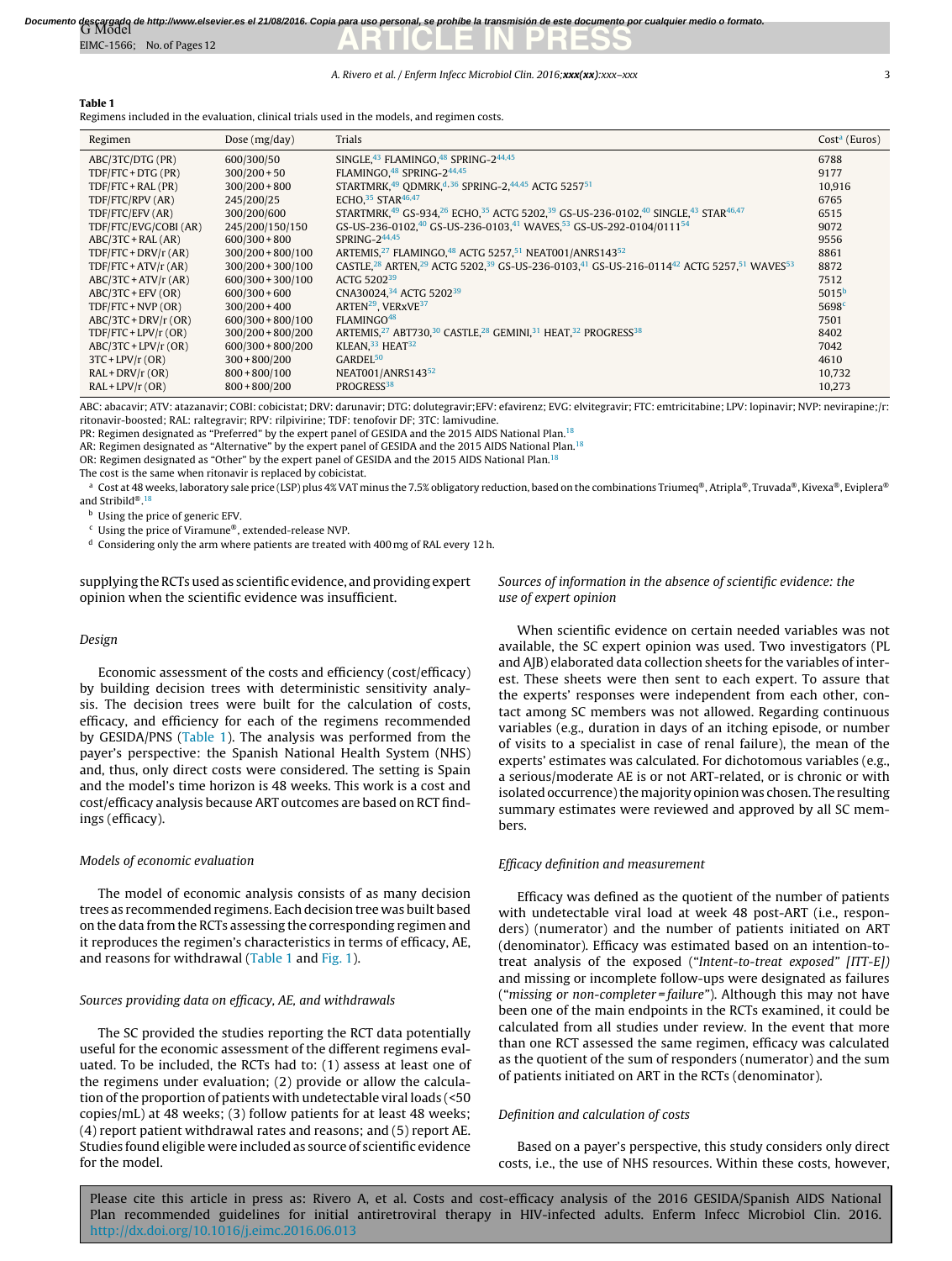**Table 1**
Regimens included in the evaluation, clinical trials used in the models, and regimen costs.

| Regimen | Dose (mg/day) | Trials | Cost[a] (Euros) |
|---|---|---|---|
| ABC/3TC/DTG (PR) | 600/300/50 | SINGLE,[43] FLAMINGO,[48] SPRING-2[44,45] | 6788 |
| TDF/FTC + DTG (PR) | 300/200 + 50 | FLAMINGO,[48] SPRING-2[44,45] | 9177 |
| TDF/FTC + RAL (PR) | 300/200 + 800 | STARTMRK,[49] QDMRK,[d,36] SPRING-2,[44,45] ACTG 5257[51] | 10,916 |
| TDF/FTC/RPV (AR) | 245/200/25 | ECHO,[35] STAR[46,47] | 6765 |
| TDF/FTC/EFV (AR) | 300/200/600 | STARTMRK,[49] GS-934,[26] ECHO,[35] ACTG 5202,[39] GS-US-236-0102,[40] SINGLE,[43] STAR[46,47] | 6515 |
| TDF/FTC/EVG/COBI (AR) | 245/200/150/150 | GS-US-236-0102,[40] GS-US-236-0103,[41] WAVES,[53] GS-US-292-0104/0111[54] | 9072 |
| ABC/3TC + RAL (AR) | 600/300 + 800 | SPRING-2[44,45] | 9556 |
| TDF/FTC + DRV/r (AR) | 300/200 + 800/100 | ARTEMIS,[27] FLAMINGO,[48] ACTG 5257,[51] NEAT001/ANRS143[52] | 8861 |
| TDF/FTC + ATV/r (AR) | 300/200 + 300/100 | CASTLE,[28] ARTEN,[29] ACTG 5202,[39] GS-US-236-0103,[41] GS-US-216-0114[42] ACTG 5257,[51] WAVES[53] | 8872 |
| ABC/3TC + ATV/r (AR) | 600/300 + 300/100 | ACTG 5202[39] | 7512 |
| ABC/3TC + EFV (OR) | 600/300 + 600 | CNA30024,[34] ACTG 5202[39] | 5015[b] |
| TDF/FTC + NVP (OR) | 300/200 + 400 | ARTEN[29], VERxVE[37] | 5698[c] |
| ABC/3TC + DRV/r (OR) | 600/300 + 800/100 | FLAMINGO[48] | 7501 |
| TDF/FTC + LPV/r (OR) | 300/200 + 800/200 | ARTEMIS,[27] ABT730,[30] CASTLE,[28] GEMINI,[31] HEAT,[32] PROGRESS[38] | 8402 |
| ABC/3TC + LPV/r (OR) | 600/300 + 800/200 | KLEAN,[33] HEAT[32] | 7042 |
| 3TC + LPV/r (OR) | 300 + 800/200 | GARDEL[50] | 4610 |
| RAL + DRV/r (OR) | 800 + 800/100 | NEAT001/ANRS143[52] | 10,732 |
| RAL + LPV/r (OR) | 800 + 800/200 | PROGRESS[38] | 10,273 |

ABC: abacavir; ATV: atazanavir; COBI: cobicistat; DRV: darunavir; DTG: dolutegravir;EFV: efavirenz; EVG: elvitegravir; FTC: emtricitabine; LPV: lopinavir; NVP: nevirapine;/r: ritonavir-boosted; RAL: raltegravir; RPV: rilpivirine; TDF: tenofovir DF; 3TC: lamivudine.

PR: Regimen designated as "Preferred" by the expert panel of GESIDA and the 2015 AIDS National Plan.[18]

AR: Regimen designated as "Alternative" by the expert panel of GESIDA and the 2015 AIDS National Plan.[18]

OR: Regimen designated as "Other" by the expert panel of GESIDA and the 2015 AIDS National Plan.[18]

The cost is the same when ritonavir is replaced by cobicistat.

[a] Cost at 48 weeks, laboratory sale price (LSP) plus 4% VAT minus the 7.5% obligatory reduction, based on the combinations Triumeq®, Atripla®, Truvada®, Kivexa®, Eviplera® and Stribild®.[18]

[b] Using the price of generic EFV.

[c] Using the price of Viramune®, extended-release NVP.

[d] Considering only the arm where patients are treated with 400 mg of RAL every 12 h.

supplying the RCTs used as scientific evidence, and providing expert opinion when the scientific evidence was insufficient.

### Design

Economic assessment of the costs and efficiency (cost/efficacy) by building decision trees with deterministic sensitivity analysis. The decision trees were built for the calculation of costs, efficacy, and efficiency for each of the regimens recommended by GESIDA/PNS (Table 1). The analysis was performed from the payer's perspective: the Spanish National Health System (NHS) and, thus, only direct costs were considered. The setting is Spain and the model's time horizon is 48 weeks. This work is a cost and cost/efficacy analysis because ART outcomes are based on RCT findings (efficacy).

### Models of economic evaluation

The model of economic analysis consists of as many decision trees as recommended regimens. Each decision tree was built based on the data from the RCTs assessing the corresponding regimen and it reproduces the regimen's characteristics in terms of efficacy, AE, and reasons for withdrawal (Table 1 and Fig. 1).

### Sources providing data on efficacy, AE, and withdrawals

The SC provided the studies reporting the RCT data potentially useful for the economic assessment of the different regimens evaluated. To be included, the RCTs had to: (1) assess at least one of the regimens under evaluation; (2) provide or allow the calculation of the proportion of patients with undetectable viral loads (<50 copies/mL) at 48 weeks; (3) follow patients for at least 48 weeks; (4) report patient withdrawal rates and reasons; and (5) report AE. Studies found eligible were included as source of scientific evidence for the model.

### Sources of information in the absence of scientific evidence: the use of expert opinion

When scientific evidence on certain needed variables was not available, the SC expert opinion was used. Two investigators (PL and AJB) elaborated data collection sheets for the variables of interest. These sheets were then sent to each expert. To assure that the experts' responses were independent from each other, contact among SC members was not allowed. Regarding continuous variables (e.g., duration in days of an itching episode, or number of visits to a specialist in case of renal failure), the mean of the experts' estimates was calculated. For dichotomous variables (e.g., a serious/moderate AE is or not ART-related, or is chronic or with isolated occurrence) the majority opinion was chosen. The resulting summary estimates were reviewed and approved by all SC members.

### Efficacy definition and measurement

Efficacy was defined as the quotient of the number of patients with undetectable viral load at week 48 post-ART (i.e., responders) (numerator) and the number of patients initiated on ART (denominator). Efficacy was estimated based on an intention-to-treat analysis of the exposed ("*Intent-to-treat exposed" [ITT-E])* and missing or incomplete follow-ups were designated as failures ("*missing or non-completer = failure*"). Although this may not have been one of the main endpoints in the RCTs examined, it could be calculated from all studies under review. In the event that more than one RCT assessed the same regimen, efficacy was calculated as the quotient of the sum of responders (numerator) and the sum of patients initiated on ART in the RCTs (denominator).

### Definition and calculation of costs

Based on a payer's perspective, this study considers only direct costs, i.e., the use of NHS resources. Within these costs, however,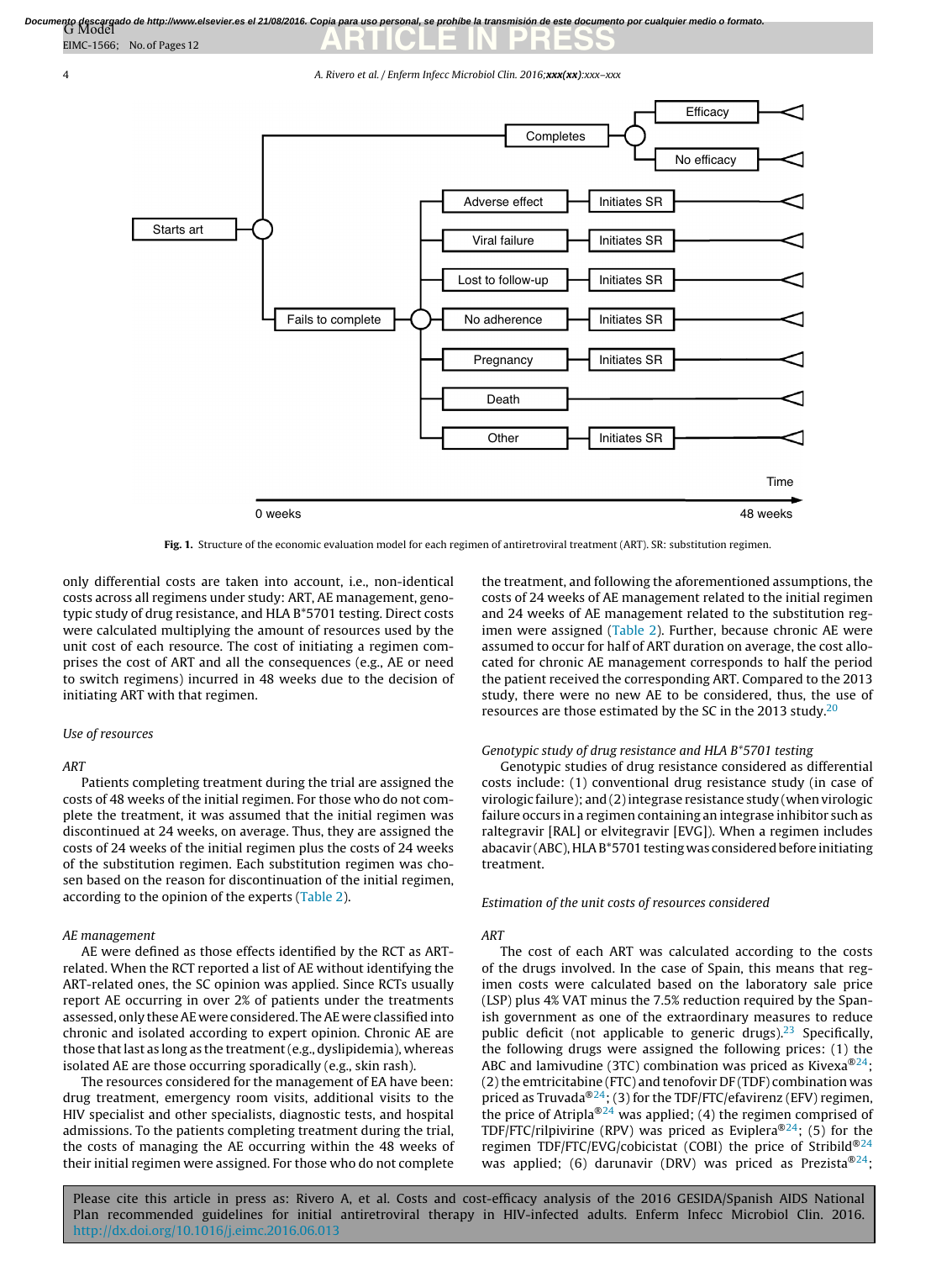Fig. 1. Structure of the economic evaluation model for each regimen of antiretroviral treatment (ART). SR: substitution regimen.

only differential costs are taken into account, i.e., non-identical costs across all regimens under study: ART, AE management, genotypic study of drug resistance, and HLA B*5701 testing. Direct costs were calculated multiplying the amount of resources used by the unit cost of each resource. The cost of initiating a regimen comprises the cost of ART and all the consequences (e.g., AE or need to switch regimens) incurred in 48 weeks due to the decision of initiating ART with that regimen.

### Use of resources

#### ART

Patients completing treatment during the trial are assigned the costs of 48 weeks of the initial regimen. For those who do not complete the treatment, it was assumed that the initial regimen was discontinued at 24 weeks, on average. Thus, they are assigned the costs of 24 weeks of the initial regimen plus the costs of 24 weeks of the substitution regimen. Each substitution regimen was chosen based on the reason for discontinuation of the initial regimen, according to the opinion of the experts (Table 2).

#### AE management

AE were defined as those effects identified by the RCT as ART-related. When the RCT reported a list of AE without identifying the ART-related ones, the SC opinion was applied. Since RCTs usually report AE occurring in over 2% of patients under the treatments assessed, only these AE were considered. The AE were classified into chronic and isolated according to expert opinion. Chronic AE are those that last as long as the treatment (e.g., dyslipidemia), whereas isolated AE are those occurring sporadically (e.g., skin rash).

The resources considered for the management of EA have been: drug treatment, emergency room visits, additional visits to the HIV specialist and other specialists, diagnostic tests, and hospital admissions. To the patients completing treatment during the trial, the costs of managing the AE occurring within the 48 weeks of their initial regimen were assigned. For those who do not complete the treatment, and following the aforementioned assumptions, the costs of 24 weeks of AE management related to the initial regimen and 24 weeks of AE management related to the substitution regimen were assigned (Table 2). Further, because chronic AE were assumed to occur for half of ART duration on average, the cost allocated for chronic AE management corresponds to half the period the patient received the corresponding ART. Compared to the 2013 study, there were no new AE to be considered, thus, the use of resources are those estimated by the SC in the 2013 study.[20]

#### Genotypic study of drug resistance and HLA B*5701 testing

Genotypic studies of drug resistance considered as differential costs include: (1) conventional drug resistance study (in case of virologic failure); and (2) integrase resistance study (when virologic failure occurs in a regimen containing an integrase inhibitor such as raltegravir [RAL] or elvitegravir [EVG]). When a regimen includes abacavir (ABC), HLA B*5701 testing was considered before initiating treatment.

### Estimation of the unit costs of resources considered

#### ART

The cost of each ART was calculated according to the costs of the drugs involved. In the case of Spain, this means that regimen costs were calculated based on the laboratory sale price (LSP) plus 4% VAT minus the 7.5% reduction required by the Spanish government as one of the extraordinary measures to reduce public deficit (not applicable to generic drugs).[23] Specifically, the following drugs were assigned the following prices: (1) the ABC and lamivudine (3TC) combination was priced as Kivexa®[24]; (2) the emtricitabine (FTC) and tenofovir DF (TDF) combination was priced as Truvada®[24]; (3) for the TDF/FTC/efavirenz (EFV) regimen, the price of Atripla®[24] was applied; (4) the regimen comprised of TDF/FTC/rilpivirine (RPV) was priced as Eviplera®[24]; (5) for the regimen TDF/FTC/EVG/cobicistat (COBI) the price of Stribild®[24] was applied; (6) darunavir (DRV) was priced as Prezista®[24];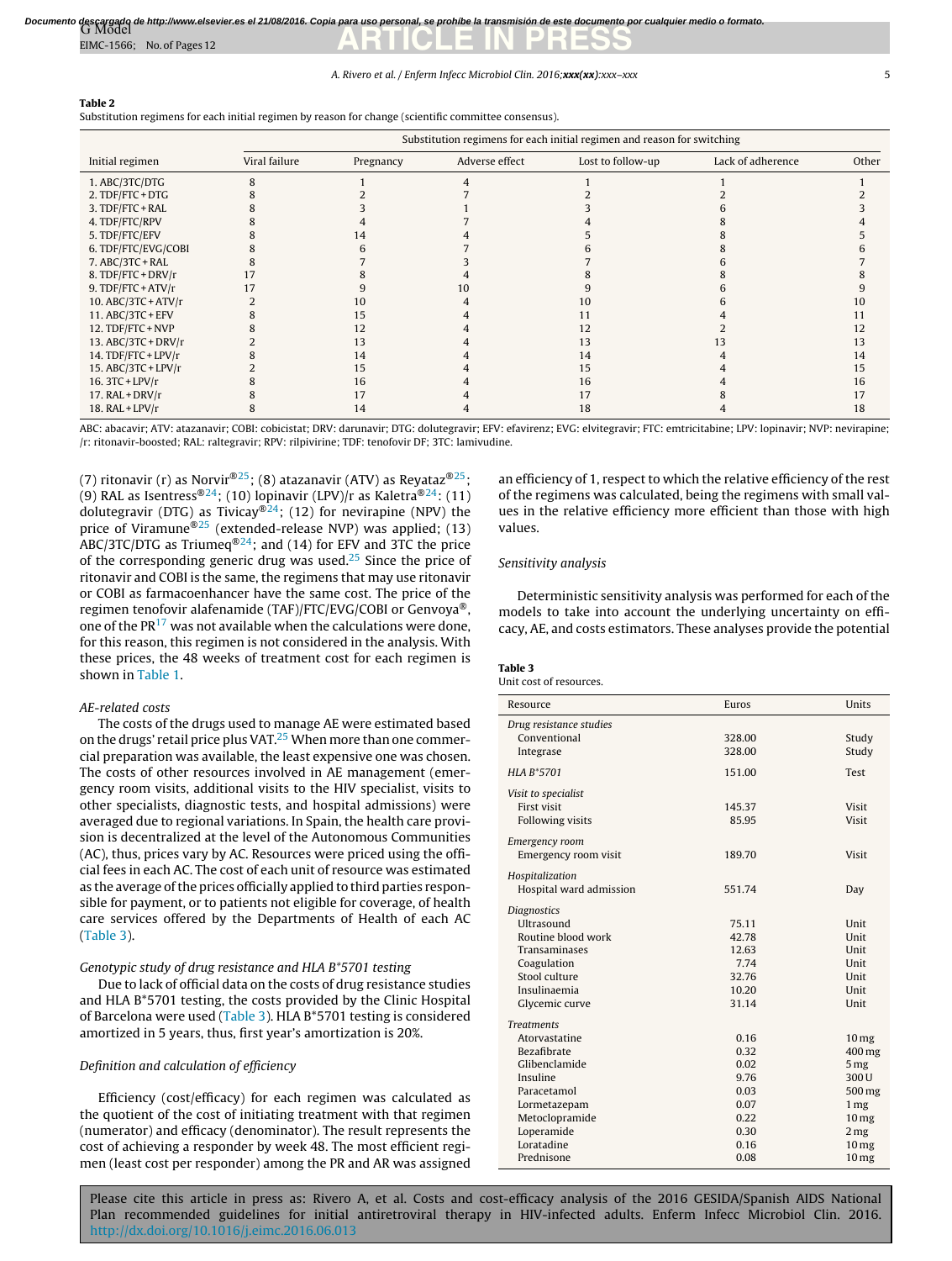**Table 2**
Substitution regimens for each initial regimen by reason for change (scientific committee consensus).

| Initial regimen | Substitution regimens for each initial regimen and reason for switching | | | | | |
|---|---|---|---|---|---|---|
| | Viral failure | Pregnancy | Adverse effect | Lost to follow-up | Lack of adherence | Other |
| 1. ABC/3TC/DTG | 8 | 1 | 4 | 1 | 1 | 1 |
| 2. TDF/FTC + DTG | 8 | 2 | 7 | 2 | 2 | 2 |
| 3. TDF/FTC + RAL | 8 | 3 | 1 | 3 | 6 | 3 |
| 4. TDF/FTC/RPV | 8 | 4 | 7 | 4 | 8 | 4 |
| 5. TDF/FTC/EFV | 8 | 14 | 4 | 5 | 8 | 5 |
| 6. TDF/FTC/EVG/COBI | 8 | 6 | 7 | 6 | 8 | 6 |
| 7. ABC/3TC + RAL | 8 | 7 | 3 | 7 | 6 | 7 |
| 8. TDF/FTC + DRV/r | 17 | 8 | 4 | 8 | 8 | 8 |
| 9. TDF/FTC + ATV/r | 17 | 9 | 10 | 9 | 6 | 9 |
| 10. ABC/3TC + ATV/r | 2 | 10 | 4 | 10 | 6 | 10 |
| 11. ABC/3TC + EFV | 8 | 15 | 4 | 11 | 4 | 11 |
| 12. TDF/FTC + NVP | 8 | 12 | 4 | 12 | 2 | 12 |
| 13. ABC/3TC + DRV/r | 2 | 13 | 4 | 13 | 13 | 13 |
| 14. TDF/FTC + LPV/r | 8 | 14 | 4 | 14 | 4 | 14 |
| 15. ABC/3TC + LPV/r | 2 | 15 | 4 | 15 | 4 | 15 |
| 16. 3TC + LPV/r | 8 | 16 | 4 | 16 | 4 | 16 |
| 17. RAL + DRV/r | 8 | 17 | 4 | 17 | 8 | 17 |
| 18. RAL + LPV/r | 8 | 14 | 4 | 18 | 4 | 18 |

ABC: abacavir; ATV: atazanavir; COBI: cobicistat; DRV: darunavir; DTG: dolutegravir; EFV: efavirenz; EVG: elvitegravir; FTC: emtricitabine; LPV: lopinavir; NVP: nevirapine; /r: ritonavir-boosted; RAL: raltegravir; RPV: rilpivirine; TDF: tenofovir DF; 3TC: lamivudine.

(7) ritonavir (r) as Norvir®[25]; (8) atazanavir (ATV) as Reyataz®[25]; (9) RAL as Isentress®[24]; (10) lopinavir (LPV)/r as Kaletra®[24]: (11) dolutegravir (DTG) as Tivicay®[24]; (12) for nevirapine (NPV) the price of Viramune®[25] (extended-release NVP) was applied; (13) ABC/3TC/DTG as Triumeq®[24]; and (14) for EFV and 3TC the price of the corresponding generic drug was used.[25] Since the price of ritonavir and COBI is the same, the regimens that may use ritonavir or COBI as farmacoenhancer have the same cost. The price of the regimen tenofovir alafenamide (TAF)/FTC/EVG/COBI or Genvoya®, one of the PR[17] was not available when the calculations were done, for this reason, this regimen is not considered in the analysis. With these prices, the 48 weeks of treatment cost for each regimen is shown in Table 1.

*AE-related costs*

The costs of the drugs used to manage AE were estimated based on the drugs' retail price plus VAT.[25] When more than one commercial preparation was available, the least expensive one was chosen. The costs of other resources involved in AE management (emergency room visits, additional visits to the HIV specialist, visits to other specialists, diagnostic tests, and hospital admissions) were averaged due to regional variations. In Spain, the health care provision is decentralized at the level of the Autonomous Communities (AC), thus, prices vary by AC. Resources were priced using the official fees in each AC. The cost of each unit of resource was estimated as the average of the prices officially applied to third parties responsible for payment, or to patients not eligible for coverage, of health care services offered by the Departments of Health of each AC (Table 3).

*Genotypic study of drug resistance and HLA B*5701 testing*

Due to lack of official data on the costs of drug resistance studies and HLA B*5701 testing, the costs provided by the Clinic Hospital of Barcelona were used (Table 3). HLA B*5701 testing is considered amortized in 5 years, thus, first year's amortization is 20%.

*Definition and calculation of efficiency*

Efficiency (cost/efficacy) for each regimen was calculated as the quotient of the cost of initiating treatment with that regimen (numerator) and efficacy (denominator). The result represents the cost of achieving a responder by week 48. The most efficient regimen (least cost per responder) among the PR and AR was assigned an efficiency of 1, respect to which the relative efficiency of the rest of the regimens was calculated, being the regimens with small values in the relative efficiency more efficient than those with high values.

*Sensitivity analysis*

Deterministic sensitivity analysis was performed for each of the models to take into account the underlying uncertainty on efficacy, AE, and costs estimators. These analyses provide the potential

**Table 3**
Unit cost of resources.

| Resource | Euros | Units |
|---|---|---|
| *Drug resistance studies* | | |
| Conventional | 328.00 | Study |
| Integrase | 328.00 | Study |
| *HLA B*5701* | 151.00 | Test |
| *Visit to specialist* | | |
| First visit | 145.37 | Visit |
| Following visits | 85.95 | Visit |
| *Emergency room* | | |
| Emergency room visit | 189.70 | Visit |
| *Hospitalization* | | |
| Hospital ward admission | 551.74 | Day |
| *Diagnostics* | | |
| Ultrasound | 75.11 | Unit |
| Routine blood work | 42.78 | Unit |
| Transaminases | 12.63 | Unit |
| Coagulation | 7.74 | Unit |
| Stool culture | 32.76 | Unit |
| Insulinaemia | 10.20 | Unit |
| Glycemic curve | 31.14 | Unit |
| *Treatments* | | |
| Atorvastatine | 0.16 | 10 mg |
| Bezafibrate | 0.32 | 400 mg |
| Glibenclamide | 0.02 | 5 mg |
| Insuline | 9.76 | 300 U |
| Paracetamol | 0.03 | 500 mg |
| Lormetazepam | 0.07 | 1 mg |
| Metoclopramide | 0.22 | 10 mg |
| Loperamide | 0.30 | 2 mg |
| Loratadine | 0.16 | 10 mg |
| Prednisone | 0.08 | 10 mg |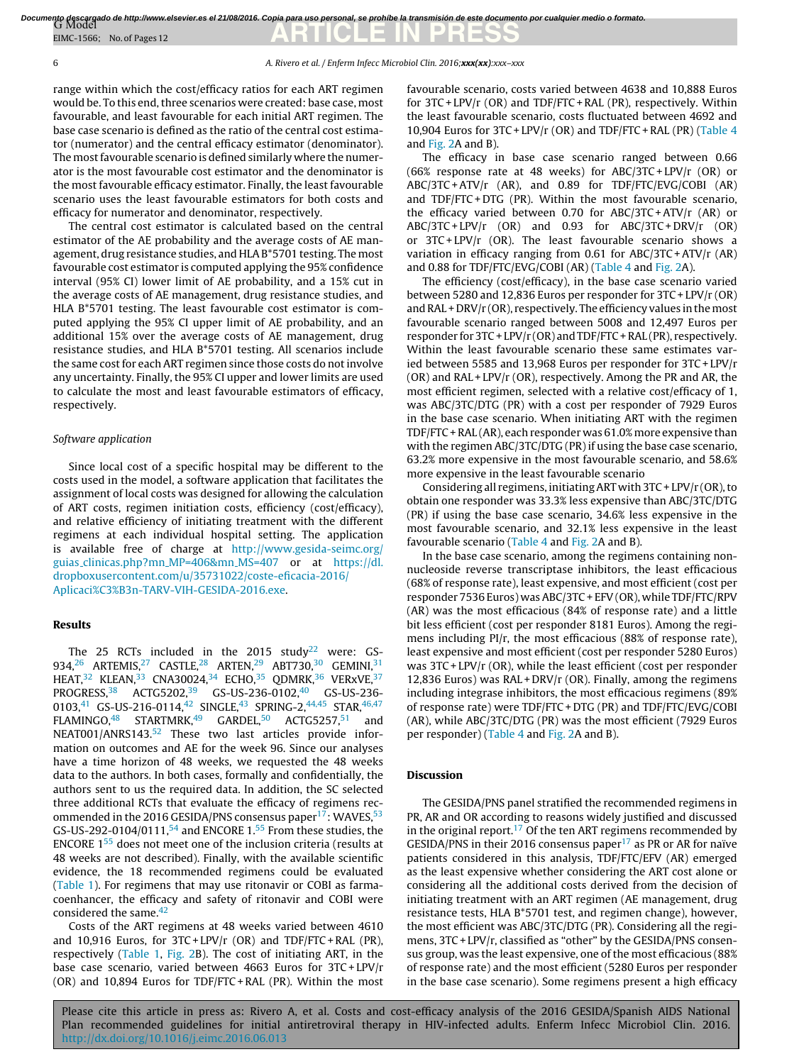range within which the cost/efficacy ratios for each ART regimen would be. To this end, three scenarios were created: base case, most favourable, and least favourable for each initial ART regimen. The base case scenario is defined as the ratio of the central cost estimator (numerator) and the central efficacy estimator (denominator). The most favourable scenario is defined similarly where the numerator is the most favourable cost estimator and the denominator is the most favourable efficacy estimator. Finally, the least favourable scenario uses the least favourable estimators for both costs and efficacy for numerator and denominator, respectively.

The central cost estimator is calculated based on the central estimator of the AE probability and the average costs of AE management, drug resistance studies, and HLA B*5701 testing. The most favourable cost estimator is computed applying the 95% confidence interval (95% CI) lower limit of AE probability, and a 15% cut in the average costs of AE management, drug resistance studies, and HLA B*5701 testing. The least favourable cost estimator is computed applying the 95% CI upper limit of AE probability, and an additional 15% over the average costs of AE management, drug resistance studies, and HLA B*5701 testing. All scenarios include the same cost for each ART regimen since those costs do not involve any uncertainty. Finally, the 95% CI upper and lower limits are used to calculate the most and least favourable estimators of efficacy, respectively.

*Software application*

Since local cost of a specific hospital may be different to the costs used in the model, a software application that facilitates the assignment of local costs was designed for allowing the calculation of ART costs, regimen initiation costs, efficiency (cost/efficacy), and relative efficiency of initiating treatment with the different regimens at each individual hospital setting. The application is available free of charge at http://www.gesida-seimc.org/guias_clinicas.php?mn_MP=406&mn_MS=407 or at https://dl.dropboxusercontent.com/u/35731022/coste-eficacia-2016/Aplicaci%C3%B3n-TARV-VIH-GESIDA-2016.exe.

## Results

The 25 RCTs included in the 2015 study[22] were: GS-934,[26] ARTEMIS,[27] CASTLE,[28] ARTEN,[29] ABT730,[30] GEMINI,[31] HEAT,[32] KLEAN,[33] CNA30024,[34] ECHO,[35] QDMRK,[36] VERxVE,[37] PROGRESS,[38] ACTG5202,[39] GS-US-236-0102,[40] GS-US-236-0103,[41] GS-US-216-0114,[42] SINGLE,[43] SPRING-2,[44,45] STAR,[46,47] FLAMINGO,[48] STARTMRK,[49] GARDEL,[50] ACTG5257,[51] and NEAT001/ANRS143.[52] These two last articles provide information on outcomes and AE for the week 96. Since our analyses have a time horizon of 48 weeks, we requested the 48 weeks data to the authors. In both cases, formally and confidentially, the authors sent to us the required data. In addition, the SC selected three additional RCTs that evaluate the efficacy of regimens recommended in the 2016 GESIDA/PNS consensus paper[17]: WAVES,[53] GS-US-292-0104/0111,[54] and ENCORE 1.[55] From these studies, the ENCORE 1[55] does not meet one of the inclusion criteria (results at 48 weeks are not described). Finally, with the available scientific evidence, the 18 recommended regimens could be evaluated (Table 1). For regimens that may use ritonavir or COBI as farmacoenhancer, the efficacy and safety of ritonavir and COBI were considered the same.[42]

Costs of the ART regimens at 48 weeks varied between 4610 and 10,916 Euros, for 3TC + LPV/r (OR) and TDF/FTC + RAL (PR), respectively (Table 1, Fig. 2B). The cost of initiating ART, in the base case scenario, varied between 4663 Euros for 3TC + LPV/r (OR) and 10,894 Euros for TDF/FTC + RAL (PR). Within the most favourable scenario, costs varied between 4638 and 10,888 Euros for 3TC + LPV/r (OR) and TDF/FTC + RAL (PR), respectively. Within the least favourable scenario, costs fluctuated between 4692 and 10,904 Euros for 3TC + LPV/r (OR) and TDF/FTC + RAL (PR) (Table 4 and Fig. 2A and B).

The efficacy in base case scenario ranged between 0.66 (66% response rate at 48 weeks) for ABC/3TC + LPV/r (OR) or ABC/3TC + ATV/r (AR), and 0.89 for TDF/FTC/EVG/COBI (AR) and TDF/FTC + DTG (PR). Within the most favourable scenario, the efficacy varied between 0.70 for ABC/3TC + ATV/r (AR) or ABC/3TC + LPV/r (OR) and 0.93 for ABC/3TC + DRV/r (OR) or 3TC + LPV/r (OR). The least favourable scenario shows a variation in efficacy ranging from 0.61 for ABC/3TC + ATV/r (AR) and 0.88 for TDF/FTC/EVG/COBI (AR) (Table 4 and Fig. 2A).

The efficiency (cost/efficacy), in the base case scenario varied between 5280 and 12,836 Euros per responder for 3TC + LPV/r (OR) and RAL + DRV/r (OR), respectively. The efficiency values in the most favourable scenario ranged between 5008 and 12,497 Euros per responder for 3TC + LPV/r (OR) and TDF/FTC + RAL (PR), respectively. Within the least favourable scenario these same estimates varied between 5585 and 13,968 Euros per responder for 3TC + LPV/r (OR) and RAL + LPV/r (OR), respectively. Among the PR and AR, the most efficient regimen, selected with a relative cost/efficacy of 1, was ABC/3TC/DTG (PR) with a cost per responder of 7929 Euros in the base case scenario. When initiating ART with the regimen TDF/FTC + RAL (AR), each responder was 61.0% more expensive than with the regimen ABC/3TC/DTG (PR) if using the base case scenario, 63.2% more expensive in the most favourable scenario, and 58.6% more expensive in the least favourable scenario

Considering all regimens, initiating ART with 3TC + LPV/r (OR), to obtain one responder was 33.3% less expensive than ABC/3TC/DTG (PR) if using the base case scenario, 34.6% less expensive in the most favourable scenario, and 32.1% less expensive in the least favourable scenario (Table 4 and Fig. 2A and B).

In the base case scenario, among the regimens containing non-nucleoside reverse transcriptase inhibitors, the least efficacious (68% of response rate), least expensive, and most efficient (cost per responder 7536 Euros) was ABC/3TC + EFV (OR), while TDF/FTC/RPV (AR) was the most efficacious (84% of response rate) and a little bit less efficient (cost per responder 8181 Euros). Among the regimens including PI/r, the most efficacious (88% of response rate), least expensive and most efficient (cost per responder 5280 Euros) was 3TC + LPV/r (OR), while the least efficient (cost per responder 12,836 Euros) was RAL + DRV/r (OR). Finally, among the regimens including integrase inhibitors, the most efficacious regimens (89% of response rate) were TDF/FTC + DTG (PR) and TDF/FTC/EVG/COBI (AR), while ABC/3TC/DTG (PR) was the most efficient (7929 Euros per responder) (Table 4 and Fig. 2A and B).

## Discussion

The GESIDA/PNS panel stratified the recommended regimens in PR, AR and OR according to reasons widely justified and discussed in the original report.[17] Of the ten ART regimens recommended by GESIDA/PNS in their 2016 consensus paper[17] as PR or AR for naïve patients considered in this analysis, TDF/FTC/EFV (AR) emerged as the least expensive whether considering the ART cost alone or considering all the additional costs derived from the decision of initiating treatment with an ART regimen (AE management, drug resistance tests, HLA B*5701 test, and regimen change), however, the most efficient was ABC/3TC/DTG (PR). Considering all the regimens, 3TC + LPV/r, classified as "other" by the GESIDA/PNS consensus group, was the least expensive, one of the most efficacious (88% of response rate) and the most efficient (5280 Euros per responder in the base case scenario). Some regimens present a high efficacy

Please cite this article in press as: Rivero A, et al. Costs and cost-efficacy analysis of the 2016 GESIDA/Spanish AIDS National Plan recommended guidelines for initial antiretroviral therapy in HIV-infected adults. Enferm Infecc Microbiol Clin. 2016. http://dx.doi.org/10.1016/j.eimc.2016.06.013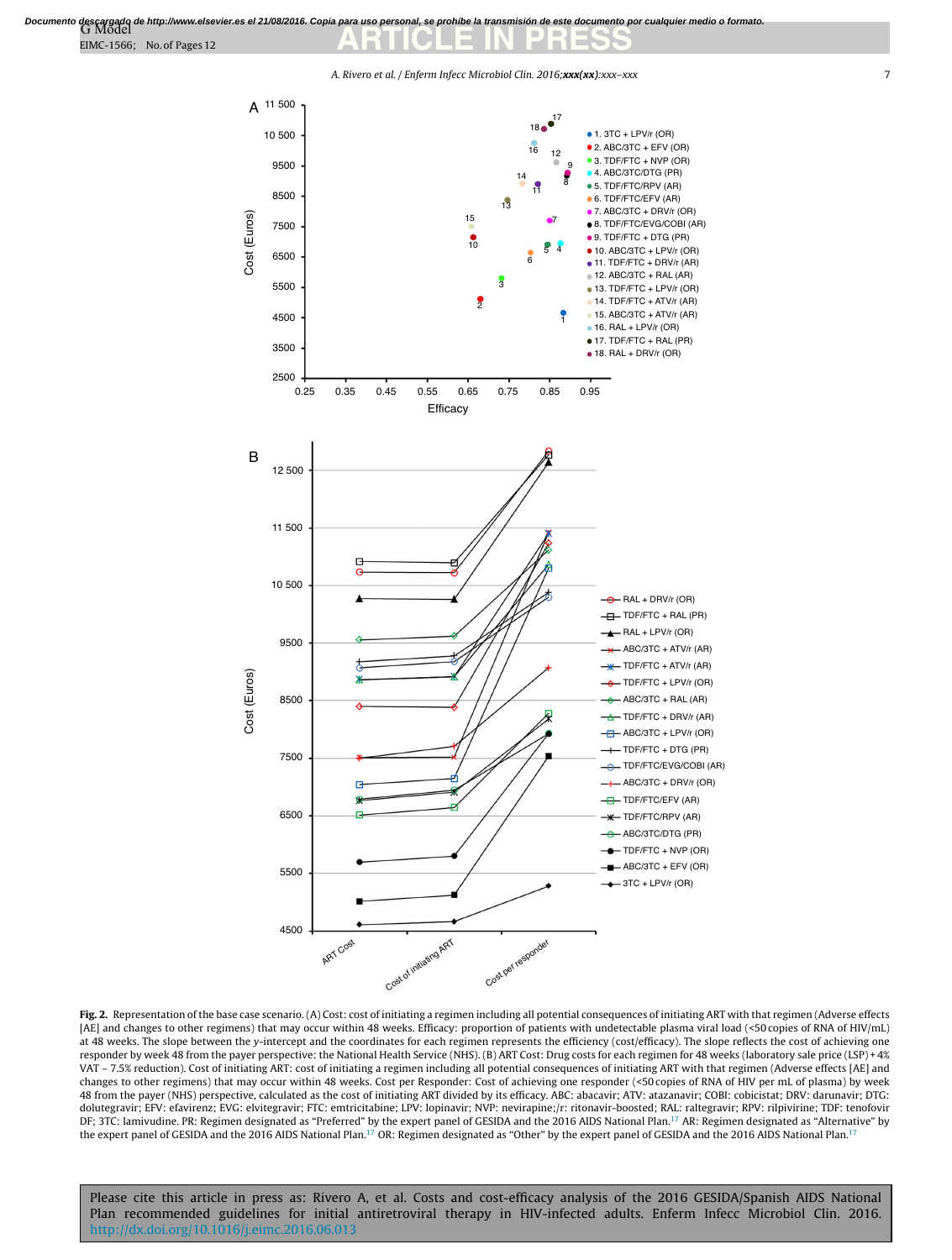**Fig. 2.** Representation of the base case scenario. (A) Cost: cost of initiating a regimen including all potential consequences of initiating ART with that regimen (Adverse effects [AE] and changes to other regimens) that may occur within 48 weeks. Efficacy: proportion of patients with undetectable plasma viral load (<50 copies of RNA of HIV/mL) at 48 weeks. The slope between the y-intercept and the coordinates for each regimen represents the efficiency (cost/efficacy). The slope reflects the cost of achieving one responder by week 48 from the payer perspective: the National Health Service (NHS). (B) ART Cost: Drug costs for each regimen for 48 weeks (laboratory sale price (LSP) + 4% VAT − 7.5% reduction). Cost of initiating ART: cost of initiating a regimen including all potential consequences of initiating ART with that regimen (Adverse effects [AE] and changes to other regimens) that may occur within 48 weeks. Cost per Responder: Cost of achieving one responder (<50 copies of RNA of HIV per mL of plasma) by week 48 from the payer (NHS) perspective, calculated as the cost of initiating ART divided by its efficacy. ABC: abacavir; ATV: atazanavir; COBI: cobicistat; DRV: darunavir; DTG: dolutegravir; EFV: efavirenz; EVG: elvitegravir; FTC: emtricitabine; LPV: lopinavir; NVP: nevirapine;/r: ritonavir-boosted; RAL: raltegravir; RPV: rilpivirine; TDF: tenofovir DF; 3TC: lamivudine. PR: Regimen designated as "Preferred" by the expert panel of GESIDA and the 2016 AIDS National Plan.[17] AR: Regimen designated as "Alternative" by the expert panel of GESIDA and the 2016 AIDS National Plan.[17] OR: Regimen designated as "Other" by the expert panel of GESIDA and the 2016 AIDS National Plan.[17]

Please cite this article in press as: Rivero A, et al. Costs and cost-efficacy analysis of the 2016 GESIDA/Spanish AIDS National Plan recommended guidelines for initial antiretroviral therapy in HIV-infected adults. Enferm Infecc Microbiol Clin. 2016. http://dx.doi.org/10.1016/j.eimc.2016.06.013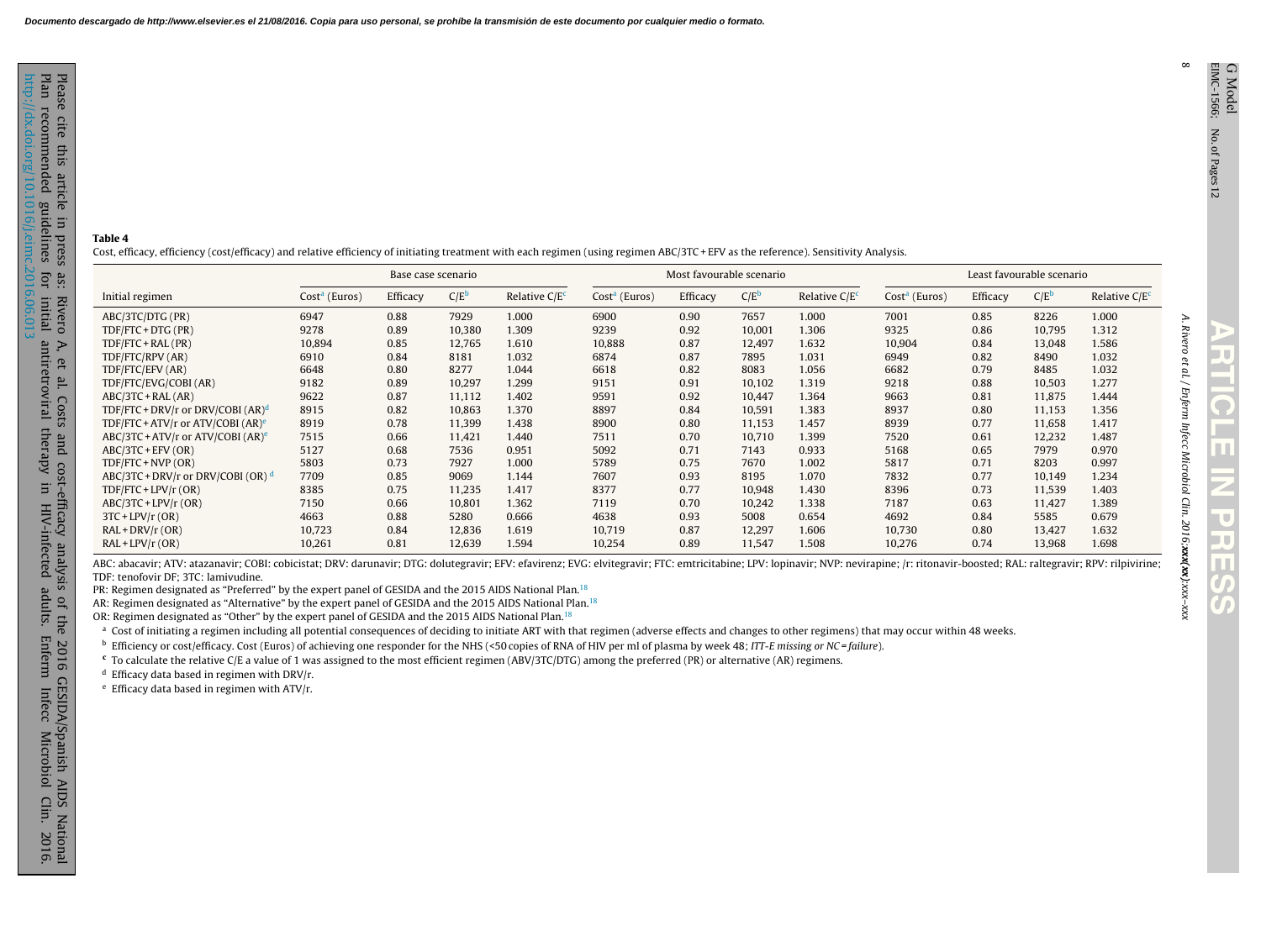**Table 4**

Cost, efficacy, efficiency (cost/efficacy) and relative efficiency of initiating treatment with each regimen (using regimen ABC/3TC + EFV as the reference). Sensitivity Analysis.

| Initial regimen | Base case scenario | | | | Most favourable scenario | | | | Least favourable scenario | | | |
|---|---|---|---|---|---|---|---|---|---|---|---|---|
| | Cost[a] (Euros) | Efficacy | C/E[b] | Relative C/E[c] | Cost[a] (Euros) | Efficacy | C/E[b] | Relative C/E[c] | Cost[a] (Euros) | Efficacy | C/E[b] | Relative C/E[c] |
| ABC/3TC/DTG (PR) | 6947 | 0.88 | 7929 | 1.000 | 6900 | 0.90 | 7657 | 1.000 | 7001 | 0.85 | 8226 | 1.000 |
| TDF/FTC + DTG (PR) | 9278 | 0.89 | 10,380 | 1.309 | 9239 | 0.92 | 10,001 | 1.306 | 9325 | 0.86 | 10,795 | 1.312 |
| TDF/FTC + RAL (PR) | 10,894 | 0.85 | 12,765 | 1.610 | 10,888 | 0.87 | 12,497 | 1.632 | 10,904 | 0.84 | 13,048 | 1.586 |
| TDF/FTC/RPV (AR) | 6910 | 0.84 | 8181 | 1.032 | 6874 | 0.87 | 7895 | 1.031 | 6949 | 0.82 | 8490 | 1.032 |
| TDF/FTC/EFV (AR) | 6648 | 0.80 | 8277 | 1.044 | 6618 | 0.82 | 8083 | 1.056 | 6682 | 0.79 | 8485 | 1.032 |
| TDF/FTC/EVG/COBI (AR) | 9182 | 0.89 | 10,297 | 1.299 | 9151 | 0.91 | 10,102 | 1.319 | 9218 | 0.88 | 10,503 | 1.277 |
| ABC/3TC + RAL (AR) | 9622 | 0.87 | 11,112 | 1.402 | 9591 | 0.92 | 10,447 | 1.364 | 9663 | 0.81 | 11,875 | 1.444 |
| TDF/FTC + DRV/r or DRV/COBI (AR)[d] | 8915 | 0.82 | 10,863 | 1.370 | 8897 | 0.84 | 10,591 | 1.383 | 8937 | 0.80 | 11,153 | 1.356 |
| TDF/FTC + ATV/r or ATV/COBI (AR)[e] | 8919 | 0.78 | 11,399 | 1.438 | 8900 | 0.80 | 11,153 | 1.457 | 8939 | 0.77 | 11,658 | 1.417 |
| ABC/3TC + ATV/r or ATV/COBI (AR)[e] | 7515 | 0.66 | 11,421 | 1.440 | 7511 | 0.70 | 10,710 | 1.399 | 7520 | 0.61 | 12,232 | 1.487 |
| ABC/3TC + EFV (OR) | 5127 | 0.68 | 7536 | 0.951 | 5092 | 0.71 | 7143 | 0.933 | 5168 | 0.65 | 7979 | 0.970 |
| TDF/FTC + NVP (OR) | 5803 | 0.73 | 7927 | 1.000 | 5789 | 0.75 | 7670 | 1.002 | 5817 | 0.71 | 8203 | 0.997 |
| ABC/3TC + DRV/r or DRV/COBI (OR)[d] | 7709 | 0.85 | 9069 | 1.144 | 7607 | 0.93 | 8195 | 1.070 | 7832 | 0.77 | 10,149 | 1.234 |
| TDF/FTC + LPV/r (OR) | 8385 | 0.75 | 11,235 | 1.417 | 8377 | 0.77 | 10,948 | 1.430 | 8396 | 0.73 | 11,539 | 1.403 |
| ABC/3TC + LPV/r (OR) | 7150 | 0.66 | 10,801 | 1.362 | 7119 | 0.70 | 10,242 | 1.338 | 7187 | 0.63 | 11,427 | 1.389 |
| 3TC + LPV/r (OR) | 4663 | 0.88 | 5280 | 0.666 | 4638 | 0.93 | 5008 | 0.654 | 4692 | 0.84 | 5585 | 0.679 |
| RAL + DRV/r (OR) | 10,723 | 0.84 | 12,836 | 1.619 | 10,719 | 0.87 | 12,297 | 1.606 | 10,730 | 0.80 | 13,427 | 1.632 |
| RAL + LPV/r (OR) | 10,261 | 0.81 | 12,639 | 1.594 | 10,254 | 0.89 | 11,547 | 1.508 | 10,276 | 0.74 | 13,968 | 1.698 |

ABC: abacavir; ATV: atazanavir; COBI: cobicistat; DRV: darunavir; DTG: dolutegravir; EFV: efavirenz; EVG: elvitegravir; FTC: emtricitabine; LPV: lopinavir; NVP: nevirapine; /r: ritonavir-boosted; RAL: raltegravir; RPV: rilpivirine; TDF: tenofovir DF; 3TC: lamivudine.

PR: Regimen designated as "Preferred" by the expert panel of GESIDA and the 2015 AIDS National Plan.[18]

AR: Regimen designated as "Alternative" by the expert panel of GESIDA and the 2015 AIDS National Plan.[18]

OR: Regimen designated as "Other" by the expert panel of GESIDA and the 2015 AIDS National Plan.[18]

[a] Cost of initiating a regimen including all potential consequences of deciding to initiate ART with that regimen (adverse effects and changes to other regimens) that may occur within 48 weeks.

[b] Efficiency or cost/efficacy. Cost (Euros) of achieving one responder for the NHS (<50 copies of RNA of HIV per ml of plasma by week 48; *ITT-E missing or NC = failure*).

[c] To calculate the relative C/E a value of 1 was assigned to the most efficient regimen (ABV/3TC/DTG) among the preferred (PR) or alternative (AR) regimens.

[d] Efficacy data based in regimen with DRV/r.

[e] Efficacy data based in regimen with ATV/r.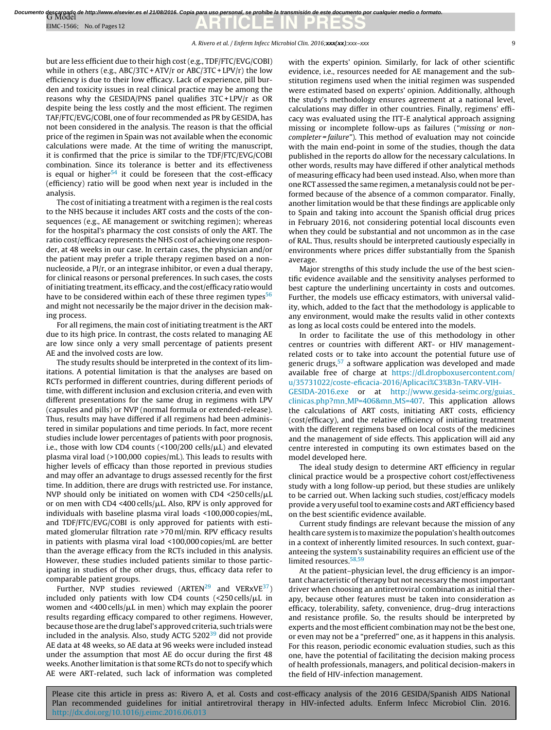but are less efficient due to their high cost (e.g., TDF/FTC/EVG/COBI) while in others (e.g., ABC/3TC + ATV/r or ABC/3TC + LPV/r) the low efficiency is due to their low efficacy. Lack of experience, pill burden and toxicity issues in real clinical practice may be among the reasons why the GESIDA/PNS panel qualifies 3TC + LPV/r as OR despite being the less costly and the most efficient. The regimen TAF/FTC/EVG/COBI, one of four recommended as PR by GESIDA, has not been considered in the analysis. The reason is that the official price of the regimen in Spain was not available when the economic calculations were made. At the time of writing the manuscript, it is confirmed that the price is similar to the TDF/FTC/EVG/COBI combination. Since its tolerance is better and its effectiveness is equal or higher[54] it could be foreseen that the cost-efficacy (efficiency) ratio will be good when next year is included in the analysis.

The cost of initiating a treatment with a regimen is the real costs to the NHS because it includes ART costs and the costs of the consequences (e.g., AE management or switching regimen); whereas for the hospital's pharmacy the cost consists of only the ART. The ratio cost/efficacy represents the NHS cost of achieving one responder, at 48 weeks in our case. In certain cases, the physician and/or the patient may prefer a triple therapy regimen based on a non-nucleoside, a PI/r, or an integrase inhibitor, or even a dual therapy, for clinical reasons or personal preferences. In such cases, the costs of initiating treatment, its efficacy, and the cost/efficacy ratio would have to be considered within each of these three regimen types[56] and might not necessarily be the major driver in the decision making process.

For all regimens, the main cost of initiating treatment is the ART due to its high price. In contrast, the costs related to managing AE are low since only a very small percentage of patients present AE and the involved costs are low.

The study results should be interpreted in the context of its limitations. A potential limitation is that the analyses are based on RCTs performed in different countries, during different periods of time, with different inclusion and exclusion criteria, and even with different presentations for the same drug in regimens with LPV (capsules and pills) or NVP (normal formula or extended-release). Thus, results may have differed if all regimens had been administered in similar populations and time periods. In fact, more recent studies include lower percentages of patients with poor prognosis, i.e., those with low CD4 counts (<100/200 cells/μL) and elevated plasma viral load (>100,000 copies/mL). This leads to results with higher levels of efficacy than those reported in previous studies and may offer an advantage to drugs assessed recently for the first time. In addition, there are drugs with restricted use. For instance, NVP should only be initiated on women with CD4 <250 cells/μL or on men with CD4 <400 cells/μL. Also, RPV is only approved for individuals with baseline plasma viral loads <100,000 copies/mL, and TDF/FTC/EVG/COBI is only approved for patients with estimated glomerular filtration rate >70 ml/min. RPV efficacy results in patients with plasma viral load <100,000 copies/mL are better than the average efficacy from the RCTs included in this analysis. However, these studies included patients similar to those participating in studies of the other drugs, thus, efficacy data refer to comparable patient groups.

Further, NVP studies reviewed (ARTEN[29] and VERxVE[37]) included only patients with low CD4 counts (<250 cells/μL in women and <400 cells/μL in men) which may explain the poorer results regarding efficacy compared to other regimens. However, because those are the drug label's approved criteria, such trials were included in the analysis. Also, study ACTG 5202[39] did not provide AE data at 48 weeks, so AE data at 96 weeks were included instead under the assumption that most AE do occur during the first 48 weeks. Another limitation is that some RCTs do not to specify which AE were ART-related, such lack of information was completed with the experts' opinion. Similarly, for lack of other scientific evidence, i.e., resources needed for AE management and the substitution regimens used when the initial regimen was suspended were estimated based on experts' opinion. Additionally, although the study's methodology ensures agreement at a national level, calculations may differ in other countries. Finally, regimens' efficacy was evaluated using the ITT-E analytical approach assigning missing or incomplete follow-ups as failures ("*missing or non-completer = failure*"). This method of evaluation may not coincide with the main end-point in some of the studies, though the data published in the reports do allow for the necessary calculations. In other words, results may have differed if other analytical methods of measuring efficacy had been used instead. Also, when more than one RCT assessed the same regimen, a metanalysis could not be performed because of the absence of a common comparator. Finally, another limitation would be that these findings are applicable only to Spain and taking into account the Spanish official drug prices in February 2016, not considering potential local discounts even when they could be substantial and not uncommon as in the case of RAL. Thus, results should be interpreted cautiously especially in environments where prices differ substantially from the Spanish average.

Major strengths of this study include the use of the best scientific evidence available and the sensitivity analyses performed to best capture the underlining uncertainty in costs and outcomes. Further, the models use efficacy estimators, with universal validity, which, added to the fact that the methodology is applicable to any environment, would make the results valid in other contexts as long as local costs could be entered into the models.

In order to facilitate the use of this methodology in other centres or countries with different ART- or HIV management-related costs or to take into account the potential future use of generic drugs,[57] a software application was developed and made available free of charge at https://dl.dropboxusercontent.com/u/35731022/coste-eficacia-2016/Aplicaci%C3%B3n-TARV-VIH-GESIDA-2016.exe or at http://www.gesida-seimc.org/guias_clinicas.php?mn_MP=406&mn_MS=407. This application allows the calculations of ART costs, initiating ART costs, efficiency (cost/efficacy), and the relative efficiency of initiating treatment with the different regimens based on local costs of the medicines and the management of side effects. This application will aid any centre interested in computing its own estimates based on the model developed here.

The ideal study design to determine ART efficiency in regular clinical practice would be a prospective cohort cost/effectiveness study with a long follow-up period, but these studies are unlikely to be carried out. When lacking such studies, cost/efficacy models provide a very useful tool to examine costs and ART efficiency based on the best scientific evidence available.

Current study findings are relevant because the mission of any health care system is to maximize the population's health outcomes in a context of inherently limited resources. In such context, guaranteeing the system's sustainability requires an efficient use of the limited resources.[58,59]

At the patient–physician level, the drug efficiency is an important characteristic of therapy but not necessary the most important driver when choosing an antiretroviral combination as initial therapy, because other features must be taken into consideration as efficacy, tolerability, safety, convenience, drug–drug interactions and resistance profile. So, the results should be interpreted by experts and the most efficient combination may not be the best one, or even may not be a "preferred" one, as it happens in this analysis. For this reason, periodic economic evaluation studies, such as this one, have the potential of facilitating the decision making process of health professionals, managers, and political decision-makers in the field of HIV-infection management.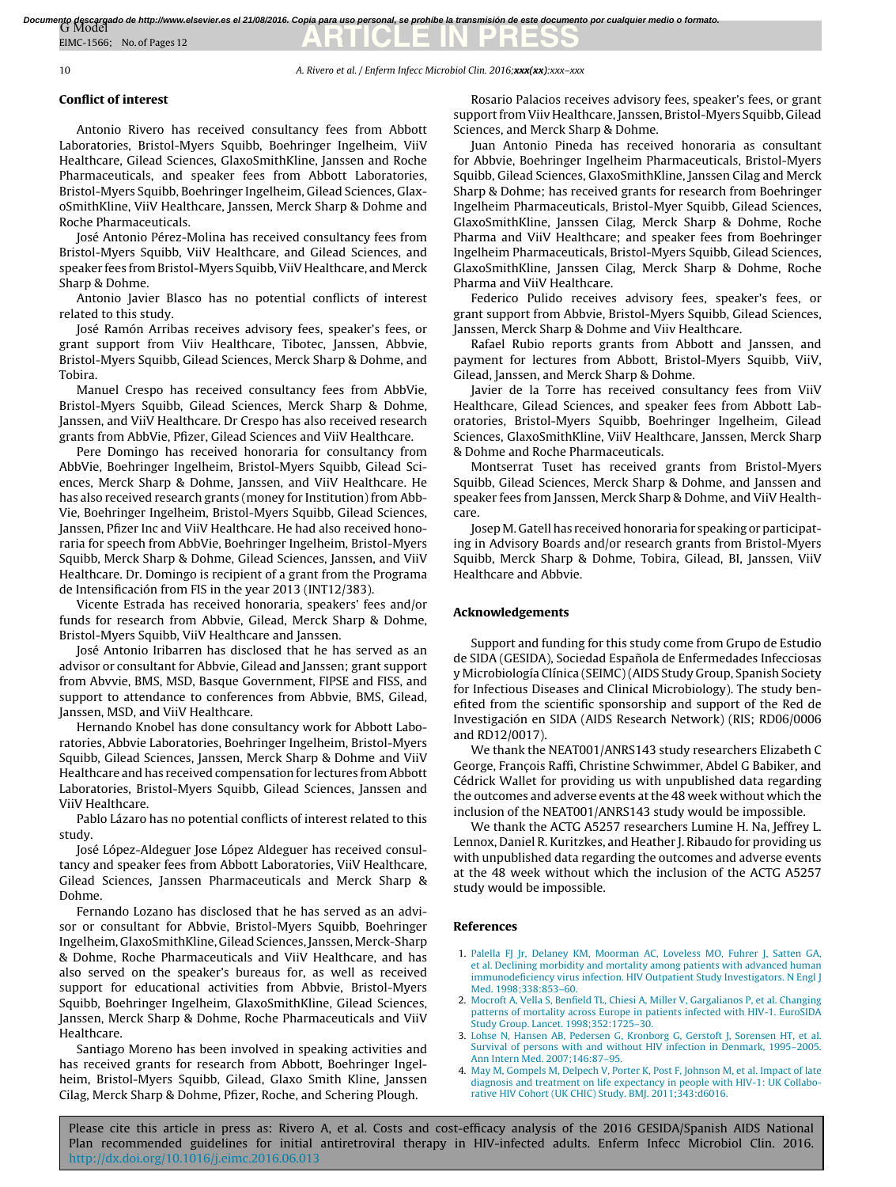## Conflict of interest

Antonio Rivero has received consultancy fees from Abbott Laboratories, Bristol-Myers Squibb, Boehringer Ingelheim, ViiV Healthcare, Gilead Sciences, GlaxoSmithKline, Janssen and Roche Pharmaceuticals, and speaker fees from Abbott Laboratories, Bristol-Myers Squibb, Boehringer Ingelheim, Gilead Sciences, GlaxoSmithKline, ViiV Healthcare, Janssen, Merck Sharp & Dohme and Roche Pharmaceuticals.

José Antonio Pérez-Molina has received consultancy fees from Bristol-Myers Squibb, ViiV Healthcare, and Gilead Sciences, and speaker fees from Bristol-Myers Squibb, ViiV Healthcare, and Merck Sharp & Dohme.

Antonio Javier Blasco has no potential conflicts of interest related to this study.

José Ramón Arribas receives advisory fees, speaker's fees, or grant support from Viiv Healthcare, Tibotec, Janssen, Abbvie, Bristol-Myers Squibb, Gilead Sciences, Merck Sharp & Dohme, and Tobira.

Manuel Crespo has received consultancy fees from AbbVie, Bristol-Myers Squibb, Gilead Sciences, Merck Sharp & Dohme, Janssen, and ViiV Healthcare. Dr Crespo has also received research grants from AbbVie, Pfizer, Gilead Sciences and ViiV Healthcare.

Pere Domingo has received honoraria for consultancy from AbbVie, Boehringer Ingelheim, Bristol-Myers Squibb, Gilead Sciences, Merck Sharp & Dohme, Janssen, and ViiV Healthcare. He has also received research grants (money for Institution) from AbbVie, Boehringer Ingelheim, Bristol-Myers Squibb, Gilead Sciences, Janssen, Pfizer Inc and ViiV Healthcare. He had also received honoraria for speech from AbbVie, Boehringer Ingelheim, Bristol-Myers Squibb, Merck Sharp & Dohme, Gilead Sciences, Janssen, and ViiV Healthcare. Dr. Domingo is recipient of a grant from the Programa de Intensificación from FIS in the year 2013 (INT12/383).

Vicente Estrada has received honoraria, speakers' fees and/or funds for research from Abbvie, Gilead, Merck Sharp & Dohme, Bristol-Myers Squibb, ViiV Healthcare and Janssen.

José Antonio Iribarren has disclosed that he has served as an advisor or consultant for Abbvie, Gilead and Janssen; grant support from Abvvie, BMS, MSD, Basque Government, FIPSE and FISS, and support to attendance to conferences from Abbvie, BMS, Gilead, Janssen, MSD, and ViiV Healthcare.

Hernando Knobel has done consultancy work for Abbott Laboratories, Abbvie Laboratories, Boehringer Ingelheim, Bristol-Myers Squibb, Gilead Sciences, Janssen, Merck Sharp & Dohme and ViiV Healthcare and has received compensation for lectures from Abbott Laboratories, Bristol-Myers Squibb, Gilead Sciences, Janssen and ViiV Healthcare.

Pablo Lázaro has no potential conflicts of interest related to this study.

José López-Aldeguer Jose López Aldeguer has received consultancy and speaker fees from Abbott Laboratories, ViiV Healthcare, Gilead Sciences, Janssen Pharmaceuticals and Merck Sharp & Dohme.

Fernando Lozano has disclosed that he has served as an advisor or consultant for Abbvie, Bristol-Myers Squibb, Boehringer Ingelheim, GlaxoSmithKline, Gilead Sciences, Janssen, Merck-Sharp & Dohme, Roche Pharmaceuticals and ViiV Healthcare, and has also served on the speaker's bureaus for, as well as received support for educational activities from Abbvie, Bristol-Myers Squibb, Boehringer Ingelheim, GlaxoSmithKline, Gilead Sciences, Janssen, Merck Sharp & Dohme, Roche Pharmaceuticals and ViiV Healthcare.

Santiago Moreno has been involved in speaking activities and has received grants for research from Abbott, Boehringer Ingelheim, Bristol-Myers Squibb, Gilead, Glaxo Smith Kline, Janssen Cilag, Merck Sharp & Dohme, Pfizer, Roche, and Schering Plough.

Rosario Palacios receives advisory fees, speaker's fees, or grant support from Viiv Healthcare, Janssen, Bristol-Myers Squibb, Gilead Sciences, and Merck Sharp & Dohme.

Juan Antonio Pineda has received honoraria as consultant for Abbvie, Boehringer Ingelheim Pharmaceuticals, Bristol-Myers Squibb, Gilead Sciences, GlaxoSmithKline, Janssen Cilag and Merck Sharp & Dohme; has received grants for research from Boehringer Ingelheim Pharmaceuticals, Bristol-Myer Squibb, Gilead Sciences, GlaxoSmithKline, Janssen Cilag, Merck Sharp & Dohme, Roche Pharma and ViiV Healthcare; and speaker fees from Boehringer Ingelheim Pharmaceuticals, Bristol-Myers Squibb, Gilead Sciences, GlaxoSmithKline, Janssen Cilag, Merck Sharp & Dohme, Roche Pharma and ViiV Healthcare.

Federico Pulido receives advisory fees, speaker's fees, or grant support from Abbvie, Bristol-Myers Squibb, Gilead Sciences, Janssen, Merck Sharp & Dohme and Viiv Healthcare.

Rafael Rubio reports grants from Abbott and Janssen, and payment for lectures from Abbott, Bristol-Myers Squibb, ViiV, Gilead, Janssen, and Merck Sharp & Dohme.

Javier de la Torre has received consultancy fees from ViiV Healthcare, Gilead Sciences, and speaker fees from Abbott Laboratories, Bristol-Myers Squibb, Boehringer Ingelheim, Gilead Sciences, GlaxoSmithKline, ViiV Healthcare, Janssen, Merck Sharp & Dohme and Roche Pharmaceuticals.

Montserrat Tuset has received grants from Bristol-Myers Squibb, Gilead Sciences, Merck Sharp & Dohme, and Janssen and speaker fees from Janssen, Merck Sharp & Dohme, and ViiV Healthcare.

Josep M. Gatell has received honoraria for speaking or participating in Advisory Boards and/or research grants from Bristol-Myers Squibb, Merck Sharp & Dohme, Tobira, Gilead, BI, Janssen, ViiV Healthcare and Abbvie.

## Acknowledgements

Support and funding for this study come from Grupo de Estudio de SIDA (GESIDA), Sociedad Española de Enfermedades Infecciosas y Microbiología Clínica (SEIMC) (AIDS Study Group, Spanish Society for Infectious Diseases and Clinical Microbiology). The study benefited from the scientific sponsorship and support of the Red de Investigación en SIDA (AIDS Research Network) (RIS; RD06/0006 and RD12/0017).

We thank the NEAT001/ANRS143 study researchers Elizabeth C George, François Raffi, Christine Schwimmer, Abdel G Babiker, and Cédrick Wallet for providing us with unpublished data regarding the outcomes and adverse events at the 48 week without which the inclusion of the NEAT001/ANRS143 study would be impossible.

We thank the ACTG A5257 researchers Lumine H. Na, Jeffrey L. Lennox, Daniel R. Kuritzkes, and Heather J. Ribaudo for providing us with unpublished data regarding the outcomes and adverse events at the 48 week without which the inclusion of the ACTG A5257 study would be impossible.

## References

1. Palella FJ Jr, Delaney KM, Moorman AC, Loveless MO, Fuhrer J, Satten GA, et al. Declining morbidity and mortality among patients with advanced human immunodeficiency virus infection. HIV Outpatient Study Investigators. N Engl J Med. 1998;338:853–60.
2. Mocroft A, Vella S, Benfield TL, Chiesi A, Miller V, Gargalianos P, et al. Changing patterns of mortality across Europe in patients infected with HIV-1. EuroSIDA Study Group. Lancet. 1998;352:1725–30.
3. Lohse N, Hansen AB, Pedersen G, Kronborg G, Gerstoft J, Sorensen HT, et al. Survival of persons with and without HIV infection in Denmark, 1995–2005. Ann Intern Med. 2007;146:87–95.
4. May M, Gompels M, Delpech V, Porter K, Post F, Johnson M, et al. Impact of late diagnosis and treatment on life expectancy in people with HIV-1: UK Collaborative HIV Cohort (UK CHIC) Study. BMJ. 2011;343:d6016.

Please cite this article in press as: Rivero A, et al. Costs and cost-efficacy analysis of the 2016 GESIDA/Spanish AIDS National Plan recommended guidelines for initial antiretroviral therapy in HIV-infected adults. Enferm Infecc Microbiol Clin. 2016. http://dx.doi.org/10.1016/j.eimc.2016.06.013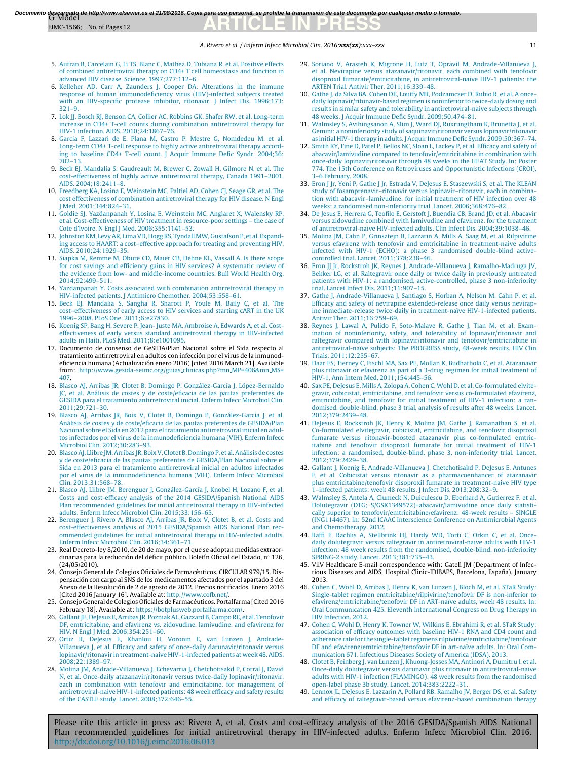5. Autran B, Carcelain G, Li TS, Blanc C, Mathez D, Tubiana R, et al. Positive effects of combined antiretroviral therapy on CD4+ T cell homeostasis and function in advanced HIV disease. Science. 1997;277:112–6.
6. Kelleher AD, Carr A, Zaunders J, Cooper DA. Alterations in the immune response of human immunodeficiency virus (HIV)-infected subjects treated with an HIV-specific protease inhibitor, ritonavir. J Infect Dis. 1996;173:321–9.
7. Lok JJ, Bosch RJ, Benson CA, Collier AC, Robbins GK, Shafer RW, et al. Long-term increase in CD4+ T-cell counts during combination antiretroviral therapy for HIV-1 infection. AIDS. 2010;24:1867–76.
8. Garcia F, Lazzari de E, Plana M, Castro P, Mestre G, Nomdedeu M, et al. Long-term CD4+ T-cell response to highly active antiretroviral therapy according to baseline CD4+ T-cell count. J Acquir Immune Defic Syndr. 2004;36:702–13.
9. Beck EJ, Mandalia S, Gaudreault M, Brewer C, Zowall H, Gilmore N, et al. The cost-effectiveness of highly active antiretroviral therapy, Canada 1991–2001. AIDS. 2004;18:2411–8.
10. Freedberg KA, Losina E, Weinstein MC, Paltiel AD, Cohen CJ, Seage GR, et al. The cost effectiveness of combination antiretroviral therapy for HIV disease. N Engl J Med. 2001;344:824–31.
11. Goldie SJ, Yazdanpanah Y, Losina E, Weinstein MC, Anglaret X, Walensky RP, et al. Cost-effectiveness of HIV treatment in resource-poor settings – the case of Cote d'Ivoire. N Engl J Med. 2006;355:1141–53.
12. Johnston KM, Levy AR, Lima VD, Hogg RS, Tyndall MW, Gustafson P, et al. Expanding access to HAART: a cost–effective approach for treating and preventing HIV. AIDS. 2010;24:1929–35.
13. Siapka M, Remme M, Obure CD, Maier CB, Dehne KL, Vassall A. Is there scope for cost savings and efficiency gains in HIV services? A systematic review of the evidence from low- and middle-income countries. Bull World Health Org. 2014;92:499–511.
14. Yazdanpanah Y. Costs associated with combination antiretroviral therapy in HIV-infected patients. J Antimicro Chemother. 2004;53:558–61.
15. Beck EJ, Mandalia S, Sangha R, Sharott P, Youle M, Baily C, et al. The cost–effectiveness of early access to HIV services and starting cART in the UK 1996–2008. PLoS One. 2011;6:e27830.
16. Koenig SP, Bang H, Severe P, Jean- Juste MA, Ambroise A, Edwards A, et al. Cost-effectiveness of early versus standard antiretroviral therapy in HIV-infected adults in Haiti. PLoS Med. 2011;8:e1001095.
17. Documento de consenso de GeSIDA/Plan Nacional sobre el Sida respecto al tratamiento antirretroviral en adultos con infección por el virus de la inmunodeficiencia humana (Actualización enero 2016) [cited 2016 March 21]. Available from: http://www.gesida-seimc.org/guias_clinicas.php?mn_MP=406&mn_MS=407.
18. Blasco AJ, Arribas JR, Clotet B, Domingo P, González-García J, López-Bernaldo JC, et al. Análisis de costes y de coste/eficacia de las pautas preferentes de GESIDA para el tratamiento antirretroviral inicial. Enferm Infecc Microbiol Clin. 2011;29:721–30.
19. Blasco AJ, Arribas JR, Boix V, Clotet B, Domingo P, González-García J, et al. Análisis de costes y de coste/eficacia de las pautas preferentes de GESIDA/Plan Nacional sobre el Sida en 2012 para el tratamiento antirretroviral inicial en adultos infectados por el virus de la inmunodeficiencia humana (VIH). Enferm Infecc Microbiol Clin. 2012;30:283–93.
20. Blasco AJ, Llibre JM, Arribas JR, Boix V, Clotet B, Domingo P, et al. Análisis de costes y de coste/eficacia de las pautas preferentes de GESIDA/Plan Nacional sobre el Sida en 2013 para el tratamiento antirretroviral inicial en adultos infectados por el virus de la inmunodeficiencia humana (VIH). Enferm Infecc Microbiol Clin. 2013;31:568–78.
21. Blasco AJ, Llibre JM, Berenguer J, González-García J, Knobel H, Lozano F, et al. Costs and cost-efficacy analysis of the 2014 GESIDA/Spanish National AIDS Plan recommended guidelines for initial antiretroviral therapy in HIV-infected adults. Enferm Infecc Microbiol Clin. 2015;33:156–65.
22. Berenguer J, Rivero A, Blasco AJ, Arribas JR, Boix V, Clotet B, et al. Costs and cost-effectiveness analysis of 2015 GESIDA/Spanish AIDS National Plan recommended guidelines for initial antiretroviral therapy in HIV-infected adults. Enferm Infecc Microbiol Clin. 2016;34:361–71.
23. Real Decreto-ley 8/2010, de 20 de mayo, por el que se adoptan medidas extraordinarias para la reducción del déficit público. Boletín Oficial del Estado, n° 126, (24/05/2010).
24. Consejo General de Colegios Oficiales de Farmacéuticos. CIRCULAR 979/15. Dispensación con cargo al SNS de los medicamentos afectados por el apartado 3 del Anexo de la Resolución de 2 de agosto de 2012. Precios notificados. Enero 2016 [Cited 2016 January 16]. Available at: http://www.cofb.net/.
25. Consejo General de Colegios Oficiales de Farmacéuticos. Portalfarma [Cited 2016 February 18]. Available at: https://botplusweb.portalfarma.com/.
26. Gallant JE, DeJesus E, Arribas JR, Pozniak AL, Gazzard B, Campo RE, et al. Tenofovir DF, emtricitabine, and efavirenz vs. zidovudine, lamivudine, and efavirenz for HIV. N Engl J Med. 2006;354:251–60.
27. Ortiz R, DeJesus E, Khanlou H, Voronin E, van Lunzen J, Andrade-Villanueva J, et al. Efficacy and safety of once-daily darunavir/ritonavir versus lopinavir/ritonavir in treatment-naive HIV-1-infected patients at week 48. AIDS. 2008;22:1389–97.
28. Molina JM, Andrade-Villanueva J, Echevarria J, Chetchotisakd P, Corral J, David N, et al. Once-daily atazanavir/ritonavir versus twice-daily lopinavir/ritonavir, each in combination with tenofovir and emtricitabine, for management of antiretroviral-naive HIV-1-infected patients: 48 week efficacy and safety results of the CASTLE study. Lancet. 2008;372:646–55.
29. Soriano V, Arasteh K, Migrone H, Lutz T, Opravil M, Andrade-Villanueva J, et al. Nevirapine versus atazanavir/ritonavir, each combined with tenofovir disoproxil fumarate/emtricitabine, in antiretroviral-naive HIV-1 patients: the ARTEN Trial. Antivir Ther. 2011;16:339–48.
30. Gathe J, da Silva BA, Cohen DE, Loutfy MR, Podzamczer D, Rubio R, et al. A once-daily lopinavir/ritonavir-based regimen is noninferior to twice-daily dosing and results in similar safety and tolerability in antiretroviral-naive subjects through 48 weeks. J Acquir Immune Defic Syndr. 2009;50:474–81.
31. Walmsley S, Avihingsanon A, Slim J, Ward DJ, Ruxrungtham K, Brunetta J, et al. Gemini: a noninferiority study of saquinavir/ritonavir versus lopinavir/ritonavir as initial HIV-1 therapy in adults. J Acquir Immune Defic Syndr. 2009;50:367–74.
32. Smith KY, Fine D, Patel P, Bellos NC, Sloan L, Lackey P, et al. Efficacy and safety of abacavir/lamivudine compared to tenofovir/emtricitabine in combination with once-daily lopinavir/ritonavir through 48 weeks in the HEAT Study. In: Poster 774. The 15th Conference on Retroviruses and Opportunistic Infections (CROI), 3–6 February. 2008.
33. Eron J Jr, Yeni P, Gathe J Jr, Estrada V, DeJesus E, Staszewski S, et al. The KLEAN study of fosamprenavir–ritonavir versus lopinavir–ritonavir, each in combination with abacavir–lamivudine, for initial treatment of HIV infection over 48 weeks: a randomised non-inferiority trial. Lancet. 2006;368:476–82.
34. De Jesus E, Herrera G, Teofilo E, Gerstoft J, Buendia CB, Brand JD, et al. Abacavir versus zidovudine combined with lamivudine and efavirenz, for the treatment of antiretroviral-naive HIV-infected adults. Clin Infect Dis. 2004;39:1038–46.
35. Molina JM, Cahn P, Grinsztejn B, Lazzarin A, Mills A, Saag M, et al. Rilpivirine versus efavirenz with tenofovir and emtricitabine in treatment-naive adults infected with HIV-1 (ECHO): a phase 3 randomised double-blind active-controlled trial. Lancet. 2011;378:238–46.
36. Eron JJ Jr, Rockstroh JK, Reynes J, Andrade-Villanueva J, Ramalho-Madruga JV, Bekker LG, et al. Raltegravir once daily or twice daily in previously untreated patients with HIV-1: a randomised, active-controlled, phase 3 non-inferiority trial. Lancet Infect Dis. 2011;11:907–15.
37. Gathe J, Andrade-Villanueva J, Santiago S, Horban A, Nelson M, Cahn P, et al. Efficacy and safety of nevirapine extended-release once daily versus nevirapine immediate-release twice-daily in treatment-naïve HIV-1-infected patients. Antivir Ther. 2011;16:759–69.
38. Reynes J, Lawal A, Pulido F, Soto-Malave R, Gathe J, Tian M, et al. Examination of noninferiority, safety, and tolerability of lopinavir/ritonavir and raltegravir compared with lopinavir/ritonavir and tenofovir/emtricitabine in antiretroviral-naïve subjects: The PROGRESS study, 48-week results. HIV Clin Trials. 2011;12:255–67.
39. Daar ES, Tierney C, Fischl MA, Sax PE, Mollan K, Budhathoki C, et al. Atazanavir plus ritonavir or efavirenz as part of a 3-drug regimen for initial treatment of HIV-1. Ann Intern Med. 2011;154:445–56.
40. Sax PE, DeJesus E, Mills A, Zolopa A, Cohen C, Wohl D, et al. Co-formulated elvitegravir, cobicistat, emtricitabine, and tenofovir versus co-formulated efavirenz, emtricitabine, and tenofovir for initial treatment of HIV-1 infection: a randomised, double-blind, phase 3 trial, analysis of results after 48 weeks. Lancet. 2012;379:2439–48.
41. DeJesus E, Rockstroh JK, Henry K, Molina JM, Gathe J, Ramanathan S, et al. Co-formulated elvitegravir, cobicistat, emtricitabine, and tenofovir disoproxil fumarate versus ritonavir-boosted atazanavir plus co-formulated emtricitabine and tenofovir disoproxil fumarate for initial treatment of HIV-1 infection: a randomised, double-blind, phase 3, non-inferiority trial. Lancet. 2012;379:2429–38.
42. Gallant J, Koenig E, Andrade-Villanueva J, Chetchotisakd P, DeJesus E, Antunes F, et al. Cobicistat versus ritonavir as a pharmacoenhancer of atazanavir plus emtricitabine/tenofovir disoproxil fumarate in treatment-naive HIV type 1–infected patients: week 48 results. J Infect Dis. 2013;208:32–9.
43. Walmsley S, Antela A, Clumeck N, Duiculescu D, Eberhard A, Gutierrez F, et al. Dolutegravir (DTG; S/GSK1349572)+abacavir/lamivudine once daily statistically superior to tenofovir/emtricitabine/efavirenz: 48-week results – SINGLE (ING114467). In: 52nd ICAAC Interscience Conference on Antimicrobial Agents and Chemotherapy. 2012.
44. Raffi F, Rachlis A, Stellbrink HJ, Hardy WD, Torti C, Orkin C, et al. Once-daily dolutegravir versus raltegravir in antiretroviral-naive adults with HIV-1 infection: 48 week results from the randomised, double-blind, non-inferiority SPRING-2 study. Lancet. 2013;381:735–43.
45. ViiV Healthcare E-mail correspondence with: Gatell JM (Department of Infectious Diseases and AIDS, Hospital Clinic-IDIBAPS, Barcelona, España). January 2013.
46. Cohen C, Wohl D, Arribas J, Henry K, van Lunzen J, Bloch M, et al. STaR Study: Single-tablet regimen emtricitabine/rilpivirine/tenofovir DF is non-inferior to efavirenz/emtricitabine/tenofovir DF in ART-naïve adults, week 48 results. In: Oral Communication 425. Eleventh International Congress on Drug Therapy in HIV Infection. 2012.
47. Cohen C, Wohl D, Henry K, Towner W, Wilkins E, Ebrahimi R, et al. STaR Study: association of efficacy outcomes with baseline HIV-1 RNA and CD4 count and adherence rate for the single-tablet regimens rilpivirine/emtricitabine/tenofovir DF and efavirenz/emtricitabine/tenofovir DF in art-naïve adults. In: Oral Communication 671. Infectious Diseases Society of America (IDSA). 2013.
48. Clotet B, Feinberg J, van Lunzen J, Khuong-Josses MA, Antinori A, Dumitru I, et al. Once-daily dolutegravir versus darunavir plus ritonavir in antiretroviral-naive adults with HIV-1 infection (FLAMINGO): 48 week results from the randomised open-label phase 3b study. Lancet. 2014;383:2222–31.
49. Lennox JL, DeJesus E, Lazzarin A, Pollard RB, Ramalho JV, Berger DS, et al. Safety and efficacy of raltegravir-based versus efavirenz-based combination therapy

Please cite this article in press as: Rivero A, et al. Costs and cost-efficacy analysis of the 2016 GESIDA/Spanish AIDS National Plan recommended guidelines for initial antiretroviral therapy in HIV-infected adults. Enferm Infecc Microbiol Clin. 2016. http://dx.doi.org/10.1016/j.eimc.2016.06.013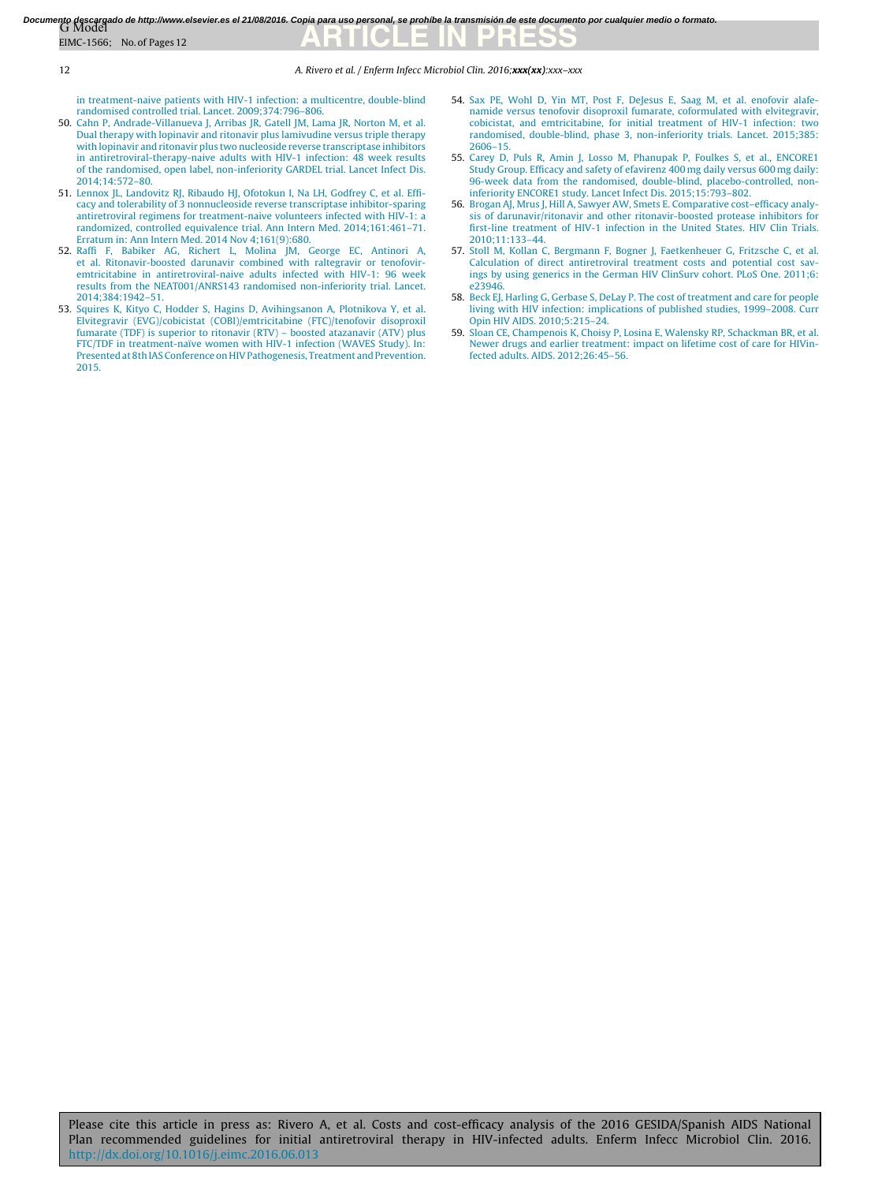in treatment-naive patients with HIV-1 infection: a multicentre, double-blind randomised controlled trial. Lancet. 2009;374:796–806.

50. Cahn P, Andrade-Villanueva J, Arribas JR, Gatell JM, Lama JR, Norton M, et al. Dual therapy with lopinavir and ritonavir plus lamivudine versus triple therapy with lopinavir and ritonavir plus two nucleoside reverse transcriptase inhibitors in antiretroviral-therapy-naive adults with HIV-1 infection: 48 week results of the randomised, open label, non-inferiority GARDEL trial. Lancet Infect Dis. 2014;14:572–80.
51. Lennox JL, Landovitz RJ, Ribaudo HJ, Ofotokun I, Na LH, Godfrey C, et al. Efficacy and tolerability of 3 nonnucleoside reverse transcriptase inhibitor-sparing antiretroviral regimens for treatment-naive volunteers infected with HIV-1: a randomized, controlled equivalence trial. Ann Intern Med. 2014;161:461–71. Erratum in: Ann Intern Med. 2014 Nov 4;161(9):680.
52. Raffi F, Babiker AG, Richert L, Molina JM, George EC, Antinori A, et al. Ritonavir-boosted darunavir combined with raltegravir or tenofovir-emtricitabine in antiretroviral-naive adults infected with HIV-1: 96 week results from the NEAT001/ANRS143 randomised non-inferiority trial. Lancet. 2014;384:1942–51.
53. Squires K, Kityo C, Hodder S, Hagins D, Avihingsanon A, Plotnikova Y, et al. Elvitegravir (EVG)/cobicistat (COBI)/emtricitabine (FTC)/tenofovir disoproxil fumarate (TDF) is superior to ritonavir (RTV) – boosted atazanavir (ATV) plus FTC/TDF in treatment-naïve women with HIV-1 infection (WAVES Study). In: Presented at 8th IAS Conference on HIV Pathogenesis, Treatment and Prevention. 2015.
54. Sax PE, Wohl D, Yin MT, Post F, DeJesus E, Saag M, et al. enofovir alafenamide versus tenofovir disoproxil fumarate, coformulated with elvitegravir, cobicistat, and emtricitabine, for initial treatment of HIV-1 infection: two randomised, double-blind, phase 3, non-inferiority trials. Lancet. 2015;385: 2606–15.
55. Carey D, Puls R, Amin J, Losso M, Phanupak P, Foulkes S, et al., ENCORE1 Study Group. Efficacy and safety of efavirenz 400 mg daily versus 600 mg daily: 96-week data from the randomised, double-blind, placebo-controlled, non-inferiority ENCORE1 study. Lancet Infect Dis. 2015;15:793–802.
56. Brogan AJ, Mrus J, Hill A, Sawyer AW, Smets E. Comparative cost–efficacy analysis of darunavir/ritonavir and other ritonavir-boosted protease inhibitors for first-line treatment of HIV-1 infection in the United States. HIV Clin Trials. 2010;11:133–44.
57. Stoll M, Kollan C, Bergmann F, Bogner J, Faetkenheuer G, Fritzsche C, et al. Calculation of direct antiretroviral treatment costs and potential cost savings by using generics in the German HIV ClinSurv cohort. PLoS One. 2011;6: e23946.
58. Beck EJ, Harling G, Gerbase S, DeLay P. The cost of treatment and care for people living with HIV infection: implications of published studies, 1999–2008. Curr Opin HIV AIDS. 2010;5:215–24.
59. Sloan CE, Champenois K, Choisy P, Losina E, Walensky RP, Schackman BR, et al. Newer drugs and earlier treatment: impact on lifetime cost of care for HIVinfected adults. AIDS. 2012;26:45–56.

Please cite this article in press as: Rivero A, et al. Costs and cost-efficacy analysis of the 2016 GESIDA/Spanish AIDS National Plan recommended guidelines for initial antiretroviral therapy in HIV-infected adults. Enferm Infecc Microbiol Clin. 2016. http://dx.doi.org/10.1016/j.eimc.2016.06.013